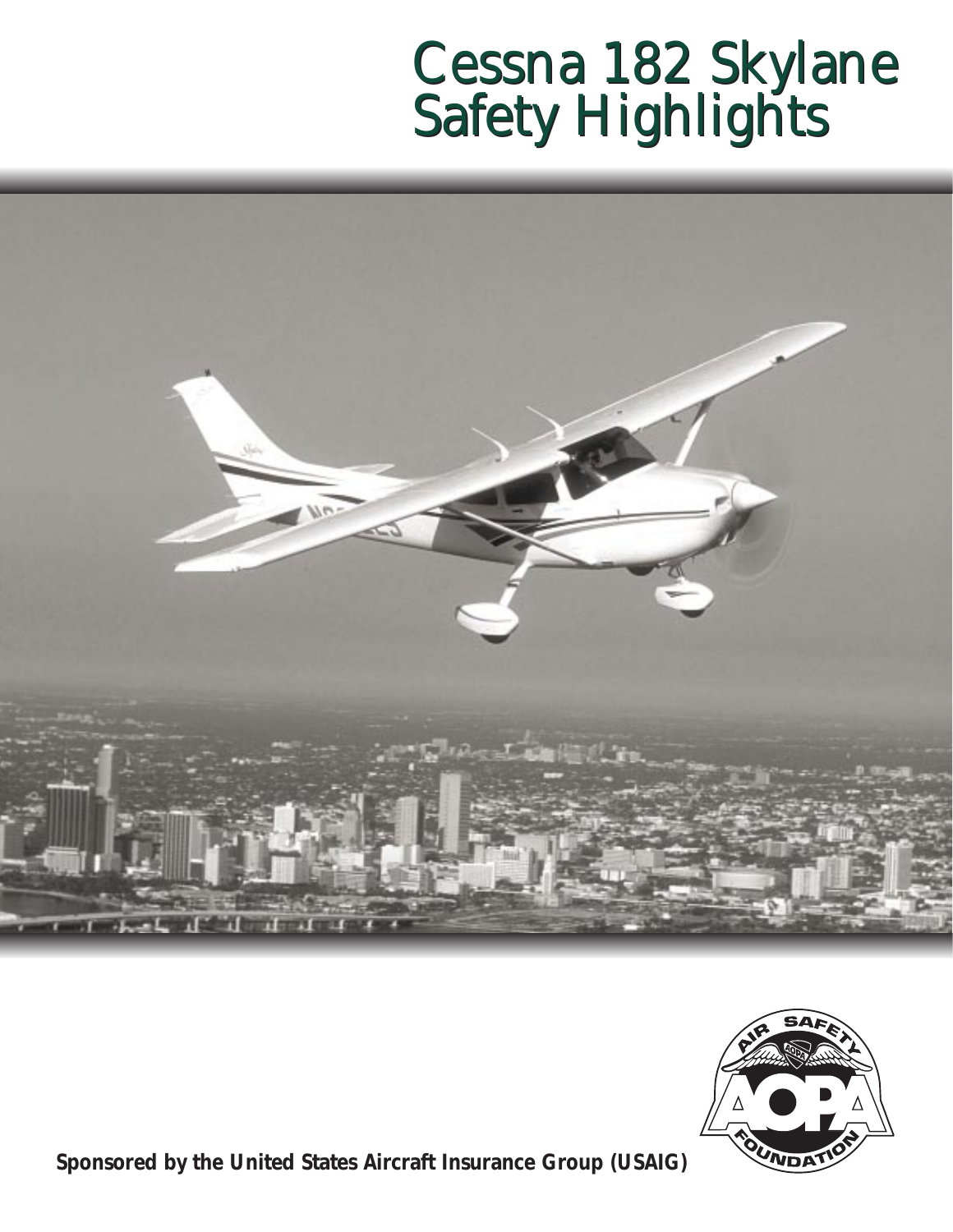# Cessna 182 Skylane Safety Highlights

**Sponsored by the United States Aircraft Insurance Group (USAIG)**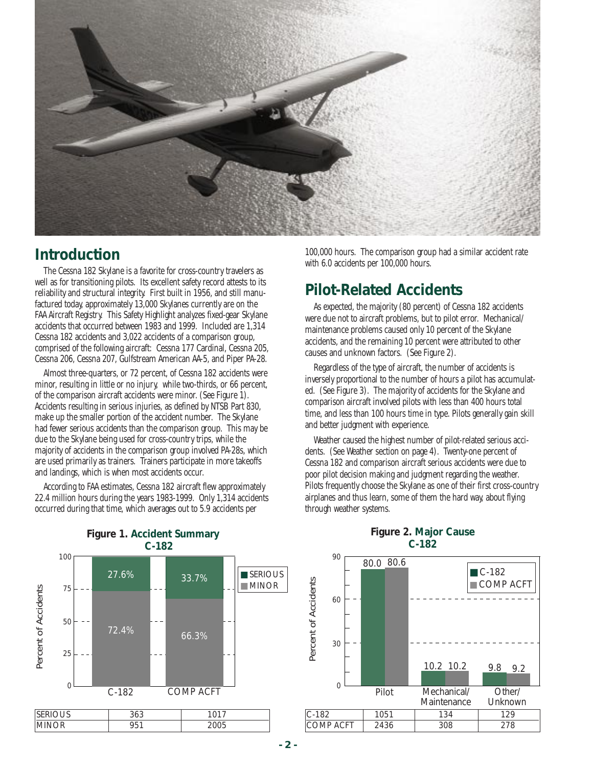## Introduction

The Cessna 182 Skylane is a favorite for cross-country travelers as well as for transitioning pilots. Its excellent safety record attests to its reliability and structural integrity. First built in 1956, and still manufactured today, approximately 13,000 Skylanes currently are on the FAA Aircraft Registry. This Safety Highlight analyzes fixed-gear Skylane accidents that occurred between 1983 and 1999. Included are 1,314 Cessna 182 accidents and 3,022 accidents of a comparison group, comprised of the following aircraft: Cessna 177 Cardinal, Cessna 205, Cessna 206, Cessna 207, Gulfstream American AA-5, and Piper PA-28.

Almost three-quarters, or 72 percent, of Cessna 182 accidents were minor, resulting in little or no injury, while two-thirds, or 66 percent, of the comparison aircraft accidents were minor. (See Figure 1). Accidents resulting in serious injuries, as defined by NTSB Part 830, make up the smaller portion of the accident number. The Skylane had fewer serious accidents than the comparison group. This may be due to the Skylane being used for cross-country trips, while the majority of accidents in the comparison group involved PA-28s, which are used primarily as trainers. Trainers participate in more takeoffs and landings, which is when most accidents occur.

According to FAA estimates, Cessna 182 aircraft flew approximately 22.4 million hours during the years 1983-1999. Only 1,314 accidents occurred during that time, which averages out to 5.9 accidents per 100,000 hours. The comparison group had a similar accident rate with 6.0 accidents per 100,000 hours.

## Pilot-Related Accidents

As expected, the majority (80 percent) of Cessna 182 accidents were due not to aircraft problems, but to pilot error. Mechanical/maintenance problems caused only 10 percent of the Skylane accidents, and the remaining 10 percent were attributed to other causes and unknown factors. (See Figure 2).

Regardless of the type of aircraft, the number of accidents is inversely proportional to the number of hours a pilot has accumulated. (See Figure 3). The majority of accidents for the Skylane and comparison aircraft involved pilots with less than 400 hours total time, and less than 100 hours time in type. Pilots generally gain skill and better judgment with experience.

Weather caused the highest number of pilot-related serious accidents. (See Weather section on page 4). Twenty-one percent of Cessna 182 and comparison aircraft serious accidents were due to poor pilot decision making and judgment regarding the weather. Pilots frequently choose the Skylane as one of their first cross-country airplanes and thus learn, some of them the hard way, about flying through weather systems.

**Figure 1. Accident Summary C-182**

| | C-182 | COMP ACFT |
|---|---|---|
| SERIOUS | 27.6% | 33.7% |
| MINOR | 72.4% | 66.3% |

| | C-182 | COMP ACFT |
|---|---|---|
| SERIOUS | 363 | 1017 |
| MINOR | 951 | 2005 |

**Figure 2. Major Cause C-182**

| | Pilot | Mechanical/ Maintenance | Other/ Unknown |
|---|---|---|---|
| C-182 (%) | 80.0 | 10.2 | 9.8 |
| COMP ACFT (%) | 80.6 | 10.2 | 9.2 |

| | Pilot | Mechanical/ Maintenance | Other/ Unknown |
|---|---|---|---|
| C-182 | 1051 | 134 | 129 |
| COMP ACFT | 2436 | 308 | 278 |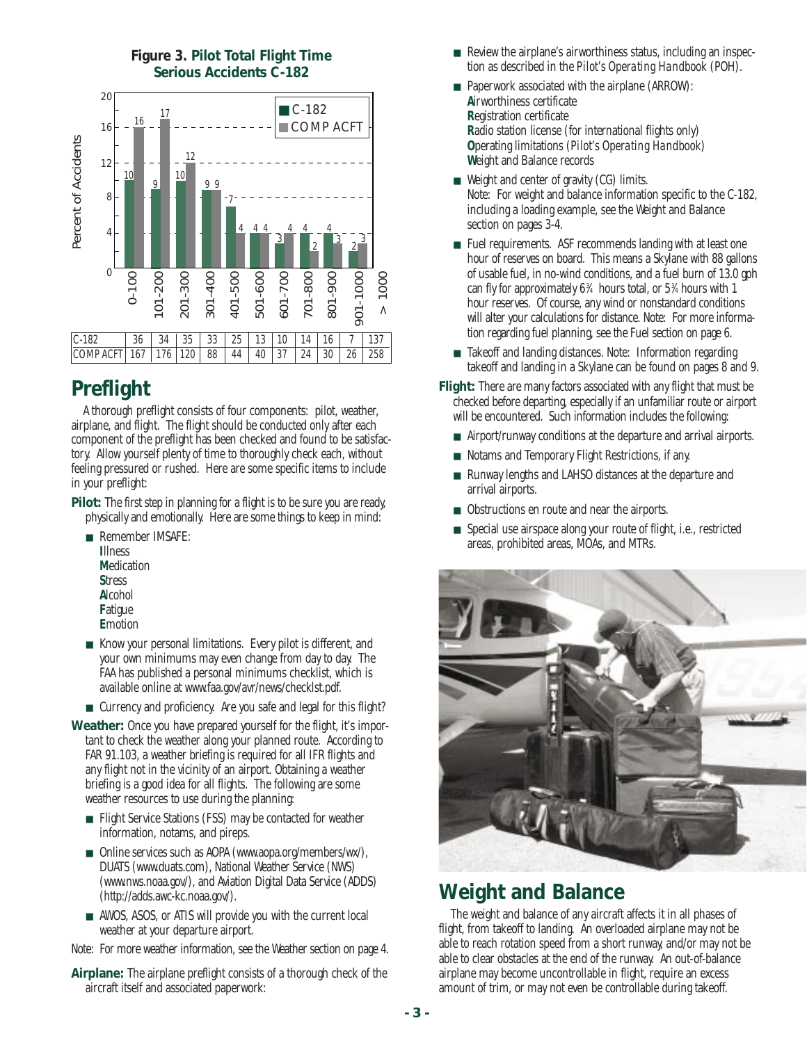**Figure 3. Pilot Total Flight Time Serious Accidents C-182**

| | 0-100 | 101-200 | 201-300 | 301-400 | 401-500 | 501-600 | 601-700 | 701-800 | 801-900 | 901-1000 | > 1000 |
|---|---|---|---|---|---|---|---|---|---|---|---|
| C-182 | 36 | 34 | 35 | 33 | 25 | 13 | 10 | 14 | 16 | 7 | 137 |
| COMP ACFT | 167 | 176 | 120 | 88 | 44 | 40 | 37 | 24 | 30 | 26 | 258 |

## Preflight

A thorough preflight consists of four components: pilot, weather, airplane, and flight. The flight should be conducted only after each component of the preflight has been checked and found to be satisfactory. Allow yourself plenty of time to thoroughly check each, without feeling pressured or rushed. Here are some specific items to include in your preflight:

**Pilot:** The first step in planning for a flight is to be sure you are ready, physically and emotionally. Here are some things to keep in mind:

- Remember IMSAFE:
  **I**llness
  **M**edication
  **S**tress
  **A**lcohol
  **F**atigue
  **E**motion
- Know your personal limitations. Every pilot is different, and your own minimums may even change from day to day. The FAA has published a personal minimums checklist, which is available online at www.faa.gov/avr/news/checklst.pdf.
- Currency and proficiency. Are you safe and legal for this flight?

**Weather:** Once you have prepared yourself for the flight, it's important to check the weather along your planned route. According to FAR 91.103, a weather briefing is required for all IFR flights and any flight not in the vicinity of an airport. Obtaining a weather briefing is a good idea for all flights. The following are some weather resources to use during the planning:

- Flight Service Stations (FSS) may be contacted for weather information, notams, and pireps.
- Online services such as AOPA (www.aopa.org/members/wx/), DUATS (www.duats.com), National Weather Service (NWS) (www.nws.noaa.gov/), and Aviation Digital Data Service (ADDS) (http://adds.awc-kc.noaa.gov/).
- AWOS, ASOS, or ATIS will provide you with the current local weather at your departure airport.

Note: For more weather information, see the Weather section on page 4.

**Airplane:** The airplane preflight consists of a thorough check of the aircraft itself and associated paperwork:

- Review the airplane's airworthiness status, including an inspection as described in the *Pilot's Operating Handbook* (POH).
- Paperwork associated with the airplane (ARROW):
  **A**irworthiness certificate
  **R**egistration certificate
  **R**adio station license (for international flights only)
  **O**perating limitations (*Pilot's Operating Handbook*)
  **W**eight and Balance records
- Weight and center of gravity (CG) limits.
  Note: For weight and balance information specific to the C-182, including a loading example, see the Weight and Balance section on pages 3-4.
- Fuel requirements. ASF recommends landing with at least one hour of reserves on board. This means a Skylane with 88 gallons of usable fuel, in no-wind conditions, and a fuel burn of 13.0 gph can fly for approximately 6¾ hours total, or 5¾ hours with 1 hour reserves. Of course, any wind or nonstandard conditions will alter your calculations for distance. Note: For more information regarding fuel planning, see the Fuel section on page 6.
- Takeoff and landing distances. Note: Information regarding takeoff and landing in a Skylane can be found on pages 8 and 9.

**Flight:** There are many factors associated with any flight that must be checked before departing, especially if an unfamiliar route or airport will be encountered. Such information includes the following:

- Airport/runway conditions at the departure and arrival airports.
- Notams and Temporary Flight Restrictions, if any.
- Runway lengths and LAHSO distances at the departure and arrival airports.
- Obstructions en route and near the airports.
- Special use airspace along your route of flight, i.e., restricted areas, prohibited areas, MOAs, and MTRs.

## Weight and Balance

The weight and balance of any aircraft affects it in all phases of flight, from takeoff to landing. An overloaded airplane may not be able to reach rotation speed from a short runway, and/or may not be able to clear obstacles at the end of the runway. An out-of-balance airplane may become uncontrollable in flight, require an excess amount of trim, or may not even be controllable during takeoff.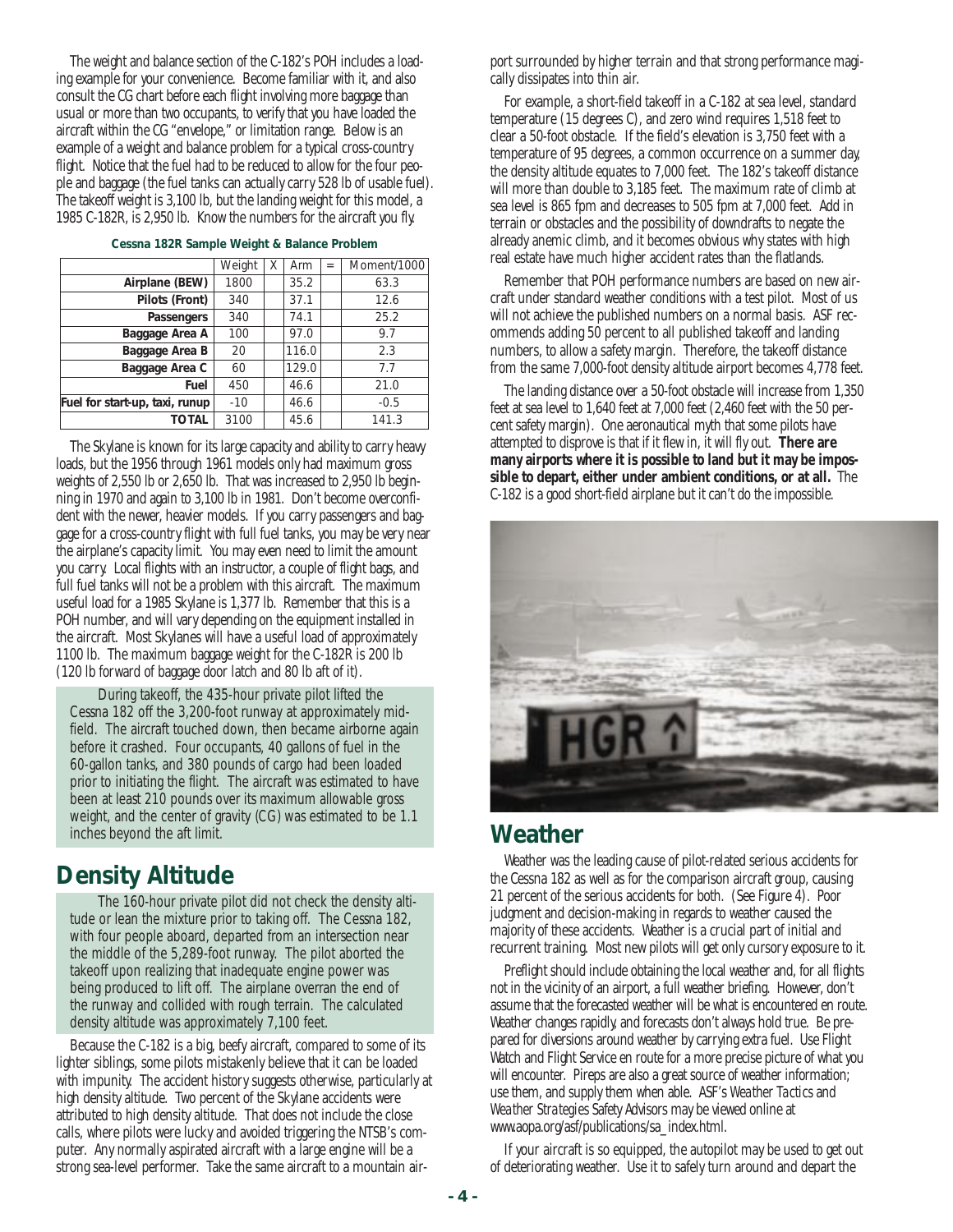The weight and balance section of the C-182's POH includes a loading example for your convenience. Become familiar with it, and also consult the CG chart before each flight involving more baggage than usual or more than two occupants, to verify that you have loaded the aircraft within the CG "envelope," or limitation range. Below is an example of a weight and balance problem for a typical cross-country flight. Notice that the fuel had to be reduced to allow for the four people and baggage (the fuel tanks can actually carry 528 lb of usable fuel). The takeoff weight is 3,100 lb, but the landing weight for this model, a 1985 C-182R, is 2,950 lb. Know the numbers for the aircraft you fly.

**Cessna 182R Sample Weight & Balance Problem**

| | Weight | X | Arm | = | Moment/1000 |
|---|---|---|---|---|---|
| **Airplane (BEW)** | 1800 | | 35.2 | | 63.3 |
| **Pilots (Front)** | 340 | | 37.1 | | 12.6 |
| **Passengers** | 340 | | 74.1 | | 25.2 |
| **Baggage Area A** | 100 | | 97.0 | | 9.7 |
| **Baggage Area B** | 20 | | 116.0 | | 2.3 |
| **Baggage Area C** | 60 | | 129.0 | | 7.7 |
| **Fuel** | 450 | | 46.6 | | 21.0 |
| **Fuel for start-up, taxi, runup** | -10 | | 46.6 | | -0.5 |
| **TOTAL** | 3100 | | 45.6 | | 141.3 |

The Skylane is known for its large capacity and ability to carry heavy loads, but the 1956 through 1961 models only had maximum gross weights of 2,550 lb or 2,650 lb. That was increased to 2,950 lb beginning in 1970 and again to 3,100 lb in 1981. Don't become overconfident with the newer, heavier models. If you carry passengers and baggage for a cross-country flight with full fuel tanks, you may be very near the airplane's capacity limit. You may even need to limit the amount you carry. Local flights with an instructor, a couple of flight bags, and full fuel tanks will not be a problem with this aircraft. The maximum useful load for a 1985 Skylane is 1,377 lb. Remember that this is a POH number, and will vary depending on the equipment installed in the aircraft. Most Skylanes will have a useful load of approximately 1100 lb. The maximum baggage weight for the C-182R is 200 lb (120 lb forward of baggage door latch and 80 lb aft of it).

> During takeoff, the 435-hour private pilot lifted the Cessna 182 off the 3,200-foot runway at approximately midfield. The aircraft touched down, then became airborne again before it crashed. Four occupants, 40 gallons of fuel in the 60-gallon tanks, and 380 pounds of cargo had been loaded prior to initiating the flight. The aircraft was estimated to have been at least 210 pounds over its maximum allowable gross weight, and the center of gravity (CG) was estimated to be 1.1 inches beyond the aft limit.

## Density Altitude

> The 160-hour private pilot did not check the density altitude or lean the mixture prior to taking off. The Cessna 182, with four people aboard, departed from an intersection near the middle of the 5,289-foot runway. The pilot aborted the takeoff upon realizing that inadequate engine power was being produced to lift off. The airplane overran the end of the runway and collided with rough terrain. The calculated density altitude was approximately 7,100 feet.

Because the C-182 is a big, beefy aircraft, compared to some of its lighter siblings, some pilots mistakenly believe that it can be loaded with impunity. The accident history suggests otherwise, particularly at high density altitude. Two percent of the Skylane accidents were attributed to high density altitude. That does not include the close calls, where pilots were lucky and avoided triggering the NTSB's computer. Any normally aspirated aircraft with a large engine will be a strong sea-level performer. Take the same aircraft to a mountain airport surrounded by higher terrain and that strong performance magically dissipates into thin air.

For example, a short-field takeoff in a C-182 at sea level, standard temperature (15 degrees C), and zero wind requires 1,518 feet to clear a 50-foot obstacle. If the field's elevation is 3,750 feet with a temperature of 95 degrees, a common occurrence on a summer day, the density altitude equates to 7,000 feet. The 182's takeoff distance will more than double to 3,185 feet. The maximum rate of climb at sea level is 865 fpm and decreases to 505 fpm at 7,000 feet. Add in terrain or obstacles and the possibility of downdrafts to negate the already anemic climb, and it becomes obvious why states with high real estate have much higher accident rates than the flatlands.

Remember that POH performance numbers are based on new aircraft under standard weather conditions with a test pilot. Most of us will not achieve the published numbers on a normal basis. ASF recommends adding 50 percent to all published takeoff and landing numbers, to allow a safety margin. Therefore, the takeoff distance from the same 7,000-foot density altitude airport becomes 4,778 feet.

The landing distance over a 50-foot obstacle will increase from 1,350 feet at sea level to 1,640 feet at 7,000 feet (2,460 feet with the 50 percent safety margin). One aeronautical myth that some pilots have attempted to disprove is that if it flew in, it will fly out. **There are many airports where it is possible to land but it may be impossible to depart, either under ambient conditions, or at all.** The C-182 is a good short-field airplane but it can't do the impossible.

## Weather

Weather was the leading cause of pilot-related serious accidents for the Cessna 182 as well as for the comparison aircraft group, causing 21 percent of the serious accidents for both. (See Figure 4). Poor judgment and decision-making in regards to weather caused the majority of these accidents. Weather is a crucial part of initial and recurrent training. Most new pilots will get only cursory exposure to it.

Preflight should include obtaining the local weather and, for all flights not in the vicinity of an airport, a full weather briefing. However, don't assume that the forecasted weather will be what is encountered en route. Weather changes rapidly, and forecasts don't always hold true. Be prepared for diversions around weather by carrying extra fuel. Use Flight Watch and Flight Service en route for a more precise picture of what you will encounter. Pireps are also a great source of weather information; use them, and supply them when able. ASF's *Weather Tactics* and *Weather Strategies* Safety Advisors may be viewed online at www.aopa.org/asf/publications/sa_index.html.

If your aircraft is so equipped, the autopilot may be used to get out of deteriorating weather. Use it to safely turn around and depart the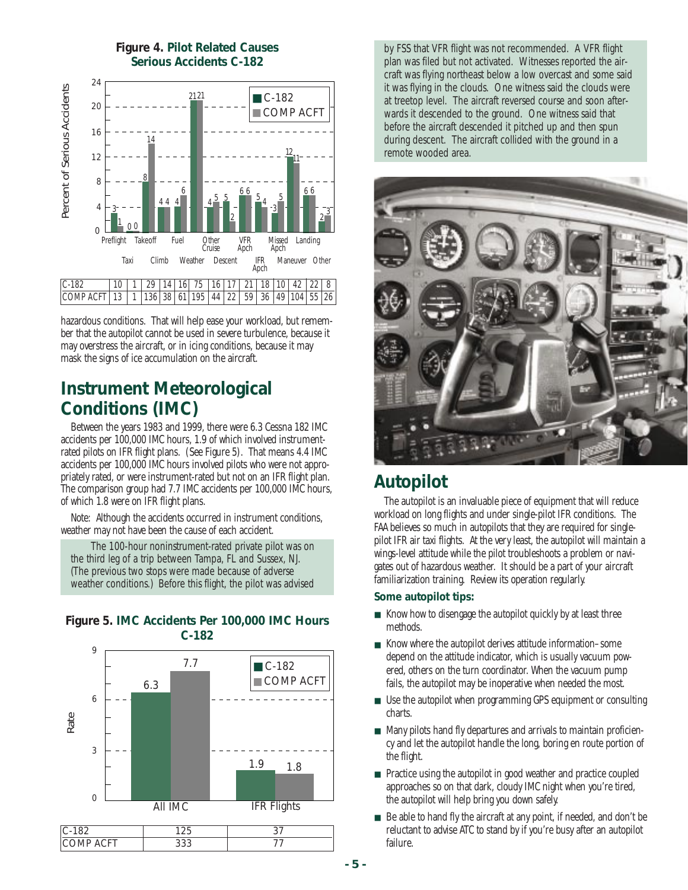**Figure 4. Pilot Related Causes Serious Accidents C-182**

| | Preflight | Taxi | Takeoff | Climb | Fuel | Weather | Other Cruise | Descent | VFR Apch | IFR Apch | Missed Apch | Maneuver | Landing | Other |
|---|---|---|---|---|---|---|---|---|---|---|---|---|---|---|
| C-182 | 10 | 1 | 29 | 14 | 16 | 75 | 16 | 17 | 21 | 18 | 10 | 42 | 22 | 8 |
| COMP ACFT | 13 | 1 | 136 | 38 | 61 | 195 | 44 | 22 | 59 | 36 | 49 | 104 | 55 | 26 |

hazardous conditions. That will help ease your workload, but remember that the autopilot cannot be used in severe turbulence, because it may overstress the aircraft, or in icing conditions, because it may mask the signs of ice accumulation on the aircraft.

## Instrument Meteorological Conditions (IMC)

Between the years 1983 and 1999, there were 6.3 Cessna 182 IMC accidents per 100,000 IMC hours, 1.9 of which involved instrument-rated pilots on IFR flight plans. (See Figure 5). That means 4.4 IMC accidents per 100,000 IMC hours involved pilots who were not appropriately rated, or were instrument-rated but not on an IFR flight plan. The comparison group had 7.7 IMC accidents per 100,000 IMC hours, of which 1.8 were on IFR flight plans.

Note: Although the accidents occurred in instrument conditions, weather may not have been the cause of each accident.

The 100-hour noninstrument-rated private pilot was on the third leg of a trip between Tampa, FL and Sussex, NJ. (The previous two stops were made because of adverse weather conditions.) Before this flight, the pilot was advised by FSS that VFR flight was not recommended. A VFR flight plan was filed but not activated. Witnesses reported the aircraft was flying northeast below a low overcast and some said it was flying in the clouds. One witness said the clouds were at treetop level. The aircraft reversed course and soon afterwards it descended to the ground. One witness said that before the aircraft descended it pitched up and then spun during descent. The aircraft collided with the ground in a remote wooded area.

**Figure 5. IMC Accidents Per 100,000 IMC Hours C-182**

| | All IMC | IFR Flights |
|---|---|---|
| C-182 | 125 | 37 |
| COMP ACFT | 333 | 77 |

## Autopilot

The autopilot is an invaluable piece of equipment that will reduce workload on long flights and under single-pilot IFR conditions. The FAA believes so much in autopilots that they are required for single-pilot IFR air taxi flights. At the very least, the autopilot will maintain a wings-level attitude while the pilot troubleshoots a problem or navigates out of hazardous weather. It should be a part of your aircraft familiarization training. Review its operation regularly.

**Some autopilot tips:**

- Know how to disengage the autopilot quickly by at least three methods.
- Know where the autopilot derives attitude information–some depend on the attitude indicator, which is usually vacuum powered, others on the turn coordinator. When the vacuum pump fails, the autopilot may be inoperative when needed the most.
- Use the autopilot when programming GPS equipment or consulting charts.
- Many pilots hand fly departures and arrivals to maintain proficiency and let the autopilot handle the long, boring en route portion of the flight.
- Practice using the autopilot in good weather and practice coupled approaches so on that dark, cloudy IMC night when you're tired, the autopilot will help bring you down safely.
- Be able to hand fly the aircraft at any point, if needed, and don't be reluctant to advise ATC to stand by if you're busy after an autopilot failure.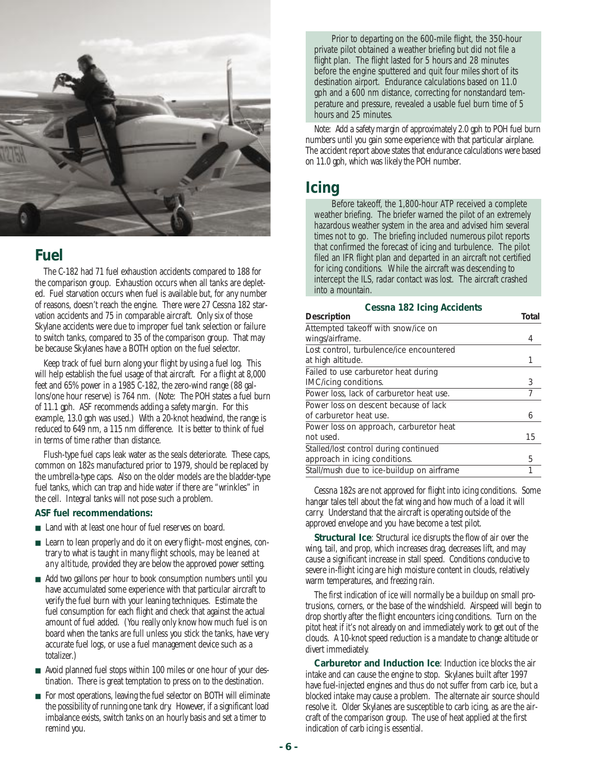## Fuel

The C-182 had 71 fuel exhaustion accidents compared to 188 for the comparison group. Exhaustion occurs when all tanks are depleted. Fuel starvation occurs when fuel is available but, for any number of reasons, doesn't reach the engine. There were 27 Cessna 182 starvation accidents and 75 in comparable aircraft. Only six of those Skylane accidents were due to improper fuel tank selection or failure to switch tanks, compared to 35 of the comparison group. That may be because Skylanes have a BOTH option on the fuel selector.

Keep track of fuel burn along your flight by using a fuel log. This will help establish the fuel usage of that aircraft. For a flight at 8,000 feet and 65% power in a 1985 C-182, the zero-wind range (88 gallons/one hour reserve) is 764 nm. (Note: The POH states a fuel burn of 11.1 gph. ASF recommends adding a safety margin. For this example, 13.0 gph was used.) With a 20-knot headwind, the range is reduced to 649 nm, a 115 nm difference. It is better to think of fuel in terms of time rather than distance.

Flush-type fuel caps leak water as the seals deteriorate. These caps, common on 182s manufactured prior to 1979, should be replaced by the umbrella-type caps. Also on the older models are the bladder-type fuel tanks, which can trap and hide water if there are "wrinkles" in the cell. Integral tanks will not pose such a problem.

**ASF fuel recommendations:**

- Land with at least one hour of fuel reserves on board.
- Learn to lean properly and do it on every flight–most engines, contrary to what is taught in many flight schools, *may be leaned at any altitude*, provided they are below the approved power setting.
- Add two gallons per hour to book consumption numbers until you have accumulated some experience with that particular aircraft to verify the fuel burn with your leaning techniques. Estimate the fuel consumption for each flight and check that against the actual amount of fuel added. (You really only know how much fuel is on board when the tanks are full unless you stick the tanks, have very accurate fuel logs, or use a fuel management device such as a totalizer.)
- Avoid planned fuel stops within 100 miles or one hour of your destination. There is great temptation to press on to the destination.
- For most operations, leaving the fuel selector on BOTH will eliminate the possibility of running one tank dry. However, if a significant load imbalance exists, switch tanks on an hourly basis and set a timer to remind you.

> Prior to departing on the 600-mile flight, the 350-hour private pilot obtained a weather briefing but did not file a flight plan. The flight lasted for 5 hours and 28 minutes before the engine sputtered and quit four miles short of its destination airport. Endurance calculations based on 11.0 gph and a 600 nm distance, correcting for nonstandard temperature and pressure, revealed a usable fuel burn time of 5 hours and 25 minutes.

Note: Add a safety margin of approximately 2.0 gph to POH fuel burn numbers until you gain some experience with that particular airplane. The accident report above states that endurance calculations were based on 11.0 gph, which was likely the POH number.

## Icing

> Before takeoff, the 1,800-hour ATP received a complete weather briefing. The briefer warned the pilot of an extremely hazardous weather system in the area and advised him several times not to go. The briefing included numerous pilot reports that confirmed the forecast of icing and turbulence. The pilot filed an IFR flight plan and departed in an aircraft not certified for icing conditions. While the aircraft was descending to intercept the ILS, radar contact was lost. The aircraft crashed into a mountain.

**Cessna 182 Icing Accidents**

| Description | Total |
|---|---|
| Attempted takeoff with snow/ice on wings/airframe. | 4 |
| Lost control, turbulence/ice encountered at high altitude. | 1 |
| Failed to use carburetor heat during IMC/icing conditions. | 3 |
| Power loss, lack of carburetor heat use. | 7 |
| Power loss on descent because of lack of carburetor heat use. | 6 |
| Power loss on approach, carburetor heat not used. | 15 |
| Stalled/lost control during continued approach in icing conditions. | 5 |
| Stall/mush due to ice-buildup on airframe | 1 |

Cessna 182s are not approved for flight into icing conditions. Some hangar tales tell about the fat wing and how much of a load it will carry. Understand that the aircraft is operating outside of the approved envelope and you have become a test pilot.

**Structural Ice**: Structural ice disrupts the flow of air over the wing, tail, and prop, which increases drag, decreases lift, and may cause a significant increase in stall speed. Conditions conducive to severe in-flight icing are high moisture content in clouds, relatively warm temperatures, and freezing rain.

The first indication of ice will normally be a buildup on small protrusions, corners, or the base of the windshield. Airspeed will begin to drop shortly after the flight encounters icing conditions. Turn on the pitot heat if it's not already on and immediately work to get out of the clouds. A 10-knot speed reduction is a mandate to change altitude or divert immediately.

**Carburetor and Induction Ice**: Induction ice blocks the air intake and can cause the engine to stop. Skylanes built after 1997 have fuel-injected engines and thus do not suffer from carb ice, but a blocked intake may cause a problem. The alternate air source should resolve it. Older Skylanes are susceptible to carb icing, as are the aircraft of the comparison group. The use of heat applied at the first indication of carb icing is essential.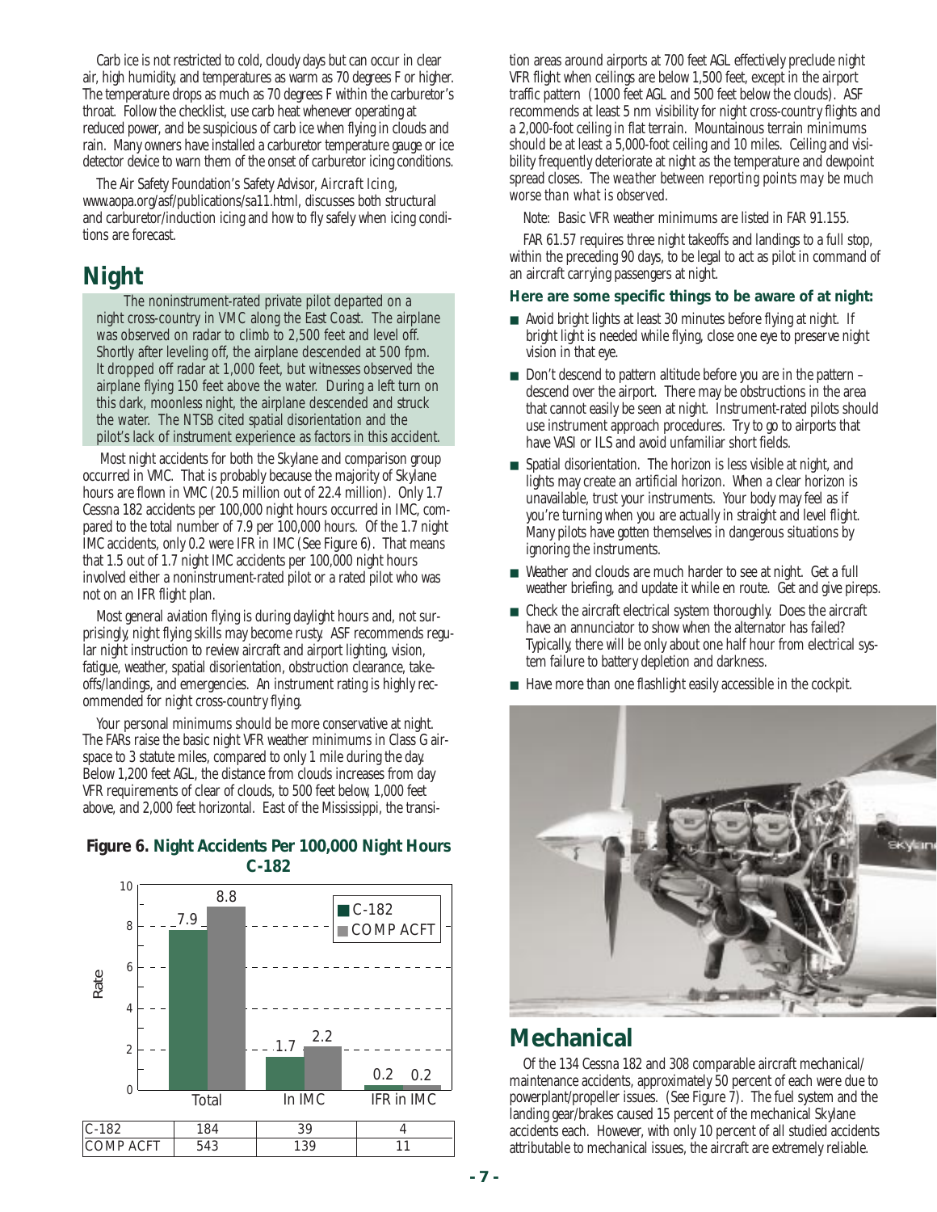Carb ice is not restricted to cold, cloudy days but can occur in clear air, high humidity, and temperatures as warm as 70 degrees F or higher. The temperature drops as much as 70 degrees F within the carburetor's throat. Follow the checklist, use carb heat whenever operating at reduced power, and be suspicious of carb ice when flying in clouds and rain. Many owners have installed a carburetor temperature gauge or ice detector device to warn them of the onset of carburetor icing conditions.

The Air Safety Foundation's Safety Advisor, *Aircraft Icing*, www.aopa.org/asf/publications/sa11.html, discusses both structural and carburetor/induction icing and how to fly safely when icing conditions are forecast.

## Night

The noninstrument-rated private pilot departed on a night cross-country in VMC along the East Coast. The airplane was observed on radar to climb to 2,500 feet and level off. Shortly after leveling off, the airplane descended at 500 fpm. It dropped off radar at 1,000 feet, but witnesses observed the airplane flying 150 feet above the water. During a left turn on this dark, moonless night, the airplane descended and struck the water. The NTSB cited spatial disorientation and the pilot's lack of instrument experience as factors in this accident.

Most night accidents for both the Skylane and comparison group occurred in VMC. That is probably because the majority of Skylane hours are flown in VMC (20.5 million out of 22.4 million). Only 1.7 Cessna 182 accidents per 100,000 night hours occurred in IMC, compared to the total number of 7.9 per 100,000 hours. Of the 1.7 night IMC accidents, only 0.2 were IFR in IMC (See Figure 6). That means that 1.5 out of 1.7 night IMC accidents per 100,000 night hours involved either a noninstrument-rated pilot or a rated pilot who was not on an IFR flight plan.

Most general aviation flying is during daylight hours and, not surprisingly, night flying skills may become rusty. ASF recommends regular night instruction to review aircraft and airport lighting, vision, fatigue, weather, spatial disorientation, obstruction clearance, takeoffs/landings, and emergencies. An instrument rating is highly recommended for night cross-country flying.

Your personal minimums should be more conservative at night. The FARs raise the basic night VFR weather minimums in Class G airspace to 3 statute miles, compared to only 1 mile during the day. Below 1,200 feet AGL, the distance from clouds increases from day VFR requirements of clear of clouds, to 500 feet below, 1,000 feet above, and 2,000 feet horizontal. East of the Mississippi, the transition areas around airports at 700 feet AGL effectively preclude night VFR flight when ceilings are below 1,500 feet, except in the airport traffic pattern (1000 feet AGL and 500 feet below the clouds). ASF recommends at least 5 nm visibility for night cross-country flights and a 2,000-foot ceiling in flat terrain. Mountainous terrain minimums should be at least a 5,000-foot ceiling and 10 miles. Ceiling and visibility frequently deteriorate at night as the temperature and dewpoint spread closes. *The weather between reporting points may be much worse than what is observed.*

**Figure 6. Night Accidents Per 100,000 Night Hours C-182**

| Rate | Total | In IMC | IFR in IMC |
|---|---|---|---|
| C-182 | 7.9 | 1.7 | 0.2 |
| COMP ACFT | 8.8 | 2.2 | 0.2 |

| | Total | In IMC | IFR in IMC |
|---|---|---|---|
| C-182 | 184 | 39 | 4 |
| COMP ACFT | 543 | 139 | 11 |

Note: Basic VFR weather minimums are listed in FAR 91.155.

FAR 61.57 requires three night takeoffs and landings to a full stop, within the preceding 90 days, to be legal to act as pilot in command of an aircraft carrying passengers at night.

**Here are some specific things to be aware of at night:**

- Avoid bright lights at least 30 minutes before flying at night. If bright light is needed while flying, close one eye to preserve night vision in that eye.
- Don't descend to pattern altitude before you are in the pattern – descend over the airport. There may be obstructions in the area that cannot easily be seen at night. Instrument-rated pilots should use instrument approach procedures. Try to go to airports that have VASI or ILS and avoid unfamiliar short fields.
- Spatial disorientation. The horizon is less visible at night, and lights may create an artificial horizon. When a clear horizon is unavailable, trust your instruments. Your body may feel as if you're turning when you are actually in straight and level flight. Many pilots have gotten themselves in dangerous situations by ignoring the instruments.
- Weather and clouds are much harder to see at night. Get a full weather briefing, and update it while en route. Get and give pireps.
- Check the aircraft electrical system thoroughly. Does the aircraft have an annunciator to show when the alternator has failed? Typically, there will be only about one half hour from electrical system failure to battery depletion and darkness.
- Have more than one flashlight easily accessible in the cockpit.

## Mechanical

Of the 134 Cessna 182 and 308 comparable aircraft mechanical/maintenance accidents, approximately 50 percent of each were due to powerplant/propeller issues. (See Figure 7). The fuel system and the landing gear/brakes caused 15 percent of the mechanical Skylane accidents each. However, with only 10 percent of all studied accidents attributable to mechanical issues, the aircraft are extremely reliable.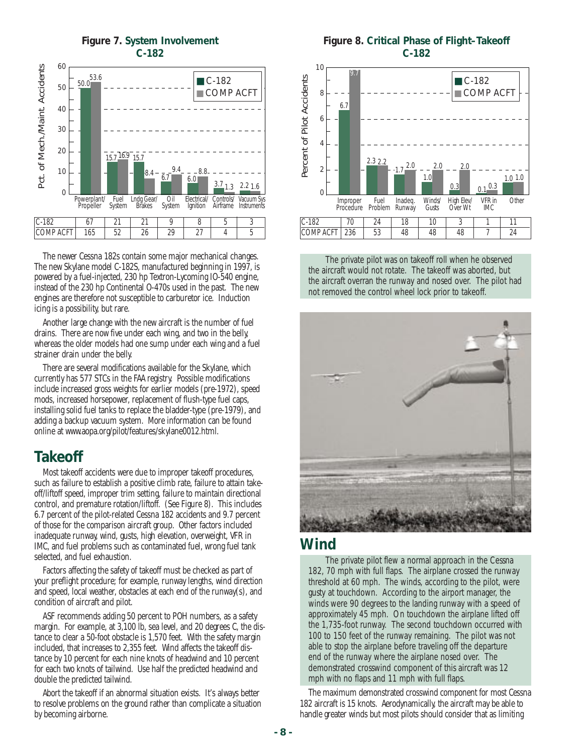**Figure 7. System Involvement C-182**

| | Powerplant/ Propeller | Fuel System | Lndg Gear/ Brakes | Oil System | Electrical/ Ignition | Controls/ Airframe | Vacuum Sys Instruments |
|---|---|---|---|---|---|---|---|
| C-182 (%) | 50.0 | 15.7 | 15.7 | 6.7 | 6.0 | 3.7 | 2.2 |
| COMP ACFT (%) | 53.6 | 16.9 | 8.4 | 9.4 | 8.8 | 1.3 | 1.6 |
| C-182 | 67 | 21 | 21 | 9 | 8 | 5 | 3 |
| COMP ACFT | 165 | 52 | 26 | 29 | 27 | 4 | 5 |

Pct. of Mech./Maint. Accidents

The newer Cessna 182s contain some major mechanical changes. The new Skylane model C-182S, manufactured beginning in 1997, is powered by a fuel-injected, 230 hp Textron-Lycoming IO-540 engine, instead of the 230 hp Continental O-470s used in the past. The new engines are therefore not susceptible to carburetor ice. Induction icing is a possibility, but rare.

Another large change with the new aircraft is the number of fuel drains. There are now five under each wing, and two in the belly, whereas the older models had one sump under each wing and a fuel strainer drain under the belly.

There are several modifications available for the Skylane, which currently has 577 STCs in the FAA registry. Possible modifications include increased gross weights for earlier models (pre-1972), speed mods, increased horsepower, replacement of flush-type fuel caps, installing solid fuel tanks to replace the bladder-type (pre-1979), and adding a backup vacuum system. More information can be found online at www.aopa.org/pilot/features/skylane0012.html.

## Takeoff

Most takeoff accidents were due to improper takeoff procedures, such as failure to establish a positive climb rate, failure to attain takeoff/liftoff speed, improper trim setting, failure to maintain directional control, and premature rotation/liftoff. (See Figure 8). This includes 6.7 percent of the pilot-related Cessna 182 accidents and 9.7 percent of those for the comparison aircraft group. Other factors included inadequate runway, wind, gusts, high elevation, overweight, VFR in IMC, and fuel problems such as contaminated fuel, wrong fuel tank selected, and fuel exhaustion.

Factors affecting the safety of takeoff must be checked as part of your preflight procedure; for example, runway lengths, wind direction and speed, local weather, obstacles at each end of the runway(s), and condition of aircraft and pilot.

ASF recommends adding 50 percent to POH numbers, as a safety margin. For example, at 3,100 lb, sea level, and 20 degrees C, the distance to clear a 50-foot obstacle is 1,570 feet. With the safety margin included, that increases to 2,355 feet. Wind affects the takeoff distance by 10 percent for each nine knots of headwind and 10 percent for each two knots of tailwind. Use half the predicted headwind and double the predicted tailwind.

Abort the takeoff if an abnormal situation exists. It's always better to resolve problems on the ground rather than complicate a situation by becoming airborne.

**Figure 8. Critical Phase of Flight–Takeoff C-182**

| | Improper Procedure | Fuel Problem | Inadeq. Runway | Winds/ Gusts | High Elev/ Over Wt | VFR in IMC | Other |
|---|---|---|---|---|---|---|---|
| C-182 (%) | 6.7 | 2.3 | 1.7 | 1.0 | 0.3 | 0.1 | 1.0 |
| COMP ACFT (%) | 9.7 | 2.2 | 2.0 | 2.0 | 2.0 | 0.3 | 1.0 |
| C-182 | 70 | 24 | 18 | 10 | 3 | 1 | 11 |
| COMP ACFT | 236 | 53 | 48 | 48 | 48 | 7 | 24 |

Percent of Pilot Accidents

The private pilot was on takeoff roll when he observed the aircraft would not rotate. The takeoff was aborted, but the aircraft overran the runway and nosed over. The pilot had not removed the control wheel lock prior to takeoff.

## Wind

The private pilot flew a normal approach in the Cessna 182, 70 mph with full flaps. The airplane crossed the runway threshold at 60 mph. The winds, according to the pilot, were gusty at touchdown. According to the airport manager, the winds were 90 degrees to the landing runway with a speed of approximately 45 mph. On touchdown the airplane lifted off the 1,735-foot runway. The second touchdown occurred with 100 to 150 feet of the runway remaining. The pilot was not able to stop the airplane before traveling off the departure end of the runway where the airplane nosed over. The demonstrated crosswind component of this aircraft was 12 mph with no flaps and 11 mph with full flaps.

The maximum demonstrated crosswind component for most Cessna 182 aircraft is 15 knots. Aerodynamically, the aircraft may be able to handle greater winds but most pilots should consider that as limiting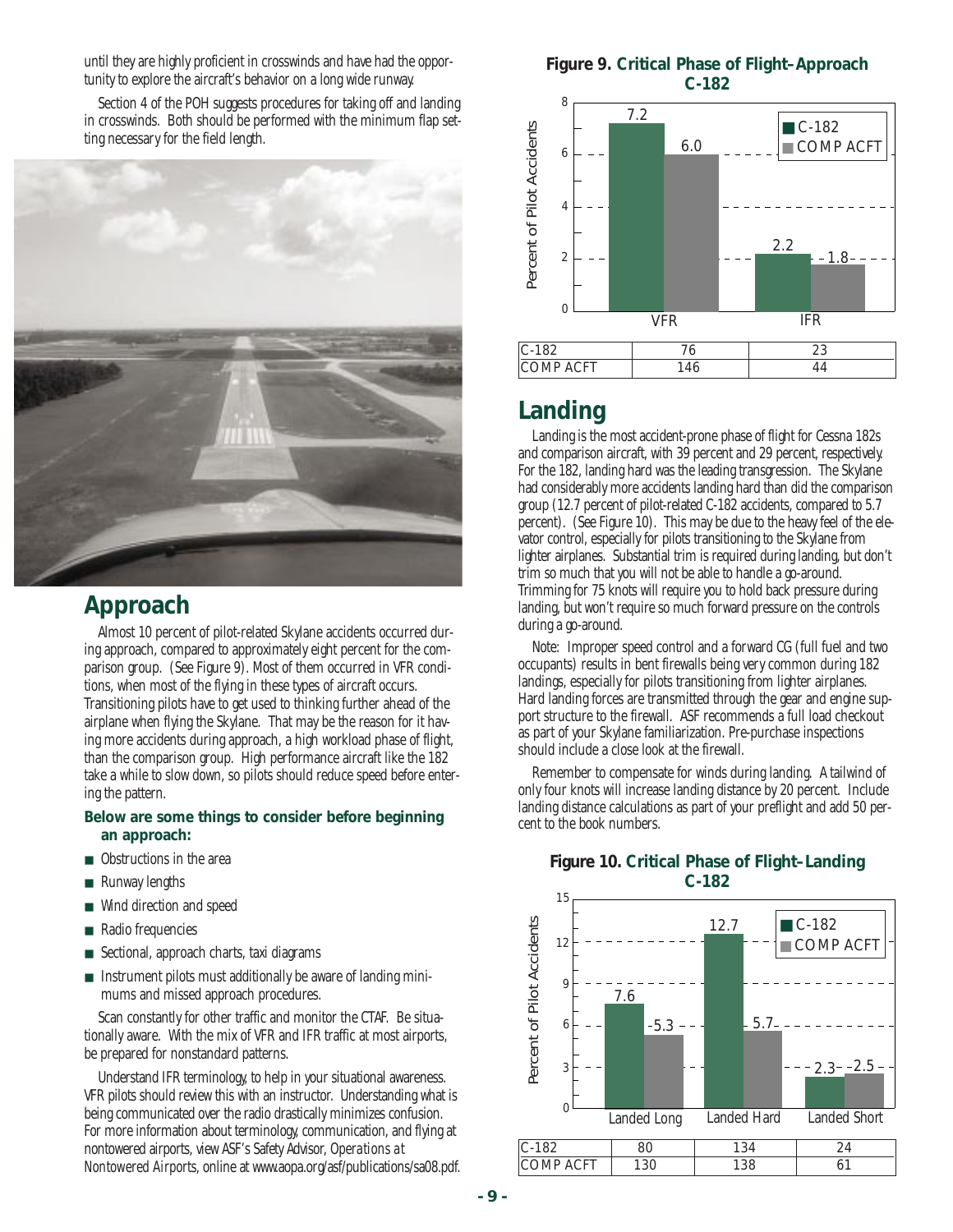until they are highly proficient in crosswinds and have had the opportunity to explore the aircraft's behavior on a long wide runway.

Section 4 of the POH suggests procedures for taking off and landing in crosswinds. Both should be performed with the minimum flap setting necessary for the field length.

## Approach

Almost 10 percent of pilot-related Skylane accidents occurred during approach, compared to approximately eight percent for the comparison group. (See Figure 9). Most of them occurred in VFR conditions, when most of the flying in these types of aircraft occurs. Transitioning pilots have to get used to thinking further ahead of the airplane when flying the Skylane. That may be the reason for it having more accidents during approach, a high workload phase of flight, than the comparison group. High performance aircraft like the 182 take a while to slow down, so pilots should reduce speed before entering the pattern.

**Below are some things to consider before beginning an approach:**

- Obstructions in the area
- Runway lengths
- Wind direction and speed
- Radio frequencies
- Sectional, approach charts, taxi diagrams
- Instrument pilots must additionally be aware of landing minimums and missed approach procedures.

Scan constantly for other traffic and monitor the CTAF. Be situationally aware. With the mix of VFR and IFR traffic at most airports, be prepared for nonstandard patterns.

Understand IFR terminology, to help in your situational awareness. VFR pilots should review this with an instructor. Understanding what is being communicated over the radio drastically minimizes confusion. For more information about terminology, communication, and flying at nontowered airports, view ASF's Safety Advisor, *Operations at Nontowered Airports*, online at www.aopa.org/asf/publications/sa08.pdf.

**Figure 9. Critical Phase of Flight–Approach C-182**

Percent of Pilot Accidents

| | VFR | IFR |
|---|---|---|
| C-182 (%) | 7.2 | 2.2 |
| COMP ACFT (%) | 6.0 | 1.8 |
| C-182 | 76 | 23 |
| COMP ACFT | 146 | 44 |

## Landing

Landing is the most accident-prone phase of flight for Cessna 182s and comparison aircraft, with 39 percent and 29 percent, respectively. For the 182, landing hard was the leading transgression. The Skylane had considerably more accidents landing hard than did the comparison group (12.7 percent of pilot-related C-182 accidents, compared to 5.7 percent). (See Figure 10). This may be due to the heavy feel of the elevator control, especially for pilots transitioning to the Skylane from lighter airplanes. Substantial trim is required during landing, but don't trim so much that you will not be able to handle a go-around. Trimming for 75 knots will require you to hold back pressure during landing, but won't require so much forward pressure on the controls during a go-around.

Note: Improper speed control and a forward CG (full fuel and two occupants) results in bent firewalls being very common during 182 landings, especially for pilots transitioning from lighter airplanes. Hard landing forces are transmitted through the gear and engine support structure to the firewall. ASF recommends a full load checkout as part of your Skylane familiarization. Pre-purchase inspections should include a close look at the firewall.

Remember to compensate for winds during landing. A tailwind of only four knots will increase landing distance by 20 percent. Include landing distance calculations as part of your preflight and add 50 percent to the book numbers.

**Figure 10. Critical Phase of Flight–Landing C-182**

Percent of Pilot Accidents

| | Landed Long | Landed Hard | Landed Short |
|---|---|---|---|
| C-182 (%) | 7.6 | 12.7 | 2.3 |
| COMP ACFT (%) | 5.3 | 5.7 | 2.5 |
| C-182 | 80 | 134 | 24 |
| COMP ACFT | 130 | 138 | 61 |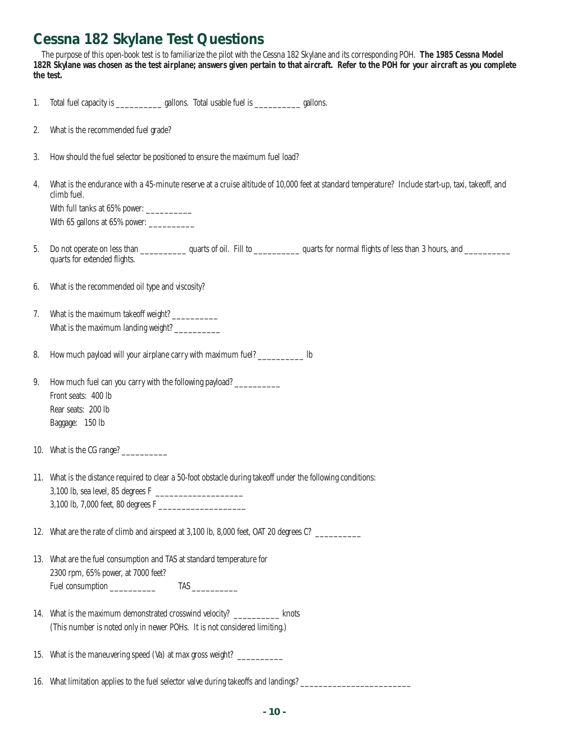# Cessna 182 Skylane Test Questions

The purpose of this open-book test is to familiarize the pilot with the Cessna 182 Skylane and its corresponding POH. **The 1985 Cessna Model 182R Skylane was chosen as the test airplane; answers given pertain to that aircraft. Refer to the POH for your aircraft as you complete the test.**

1. Total fuel capacity is __________ gallons. Total usable fuel is __________ gallons.

2. What is the recommended fuel grade?

3. How should the fuel selector be positioned to ensure the maximum fuel load?

4. What is the endurance with a 45-minute reserve at a cruise altitude of 10,000 feet at standard temperature? Include start-up, taxi, takeoff, and climb fuel.
   With full tanks at 65% power: __________
   With 65 gallons at 65% power: __________

5. Do not operate on less than __________ quarts of oil. Fill to __________ quarts for normal flights of less than 3 hours, and __________ quarts for extended flights.

6. What is the recommended oil type and viscosity?

7. What is the maximum takeoff weight? __________
   What is the maximum landing weight? __________

8. How much payload will your airplane carry with maximum fuel? __________ lb

9. How much fuel can you carry with the following payload? __________
   Front seats: 400 lb
   Rear seats: 200 lb
   Baggage: 150 lb

10. What is the CG range? __________

11. What is the distance required to clear a 50-foot obstacle during takeoff under the following conditions:
    3,100 lb, sea level, 85 degrees F ___________________
    3,100 lb, 7,000 feet, 80 degrees F ___________________

12. What are the rate of climb and airspeed at 3,100 lb, 8,000 feet, OAT 20 degrees C? __________

13. What are the fuel consumption and TAS at standard temperature for 2300 rpm, 65% power, at 7000 feet?
    Fuel consumption __________ TAS __________

14. What is the maximum demonstrated crosswind velocity? __________ knots
    (This number is noted only in newer POHs. It is not considered limiting.)

15. What is the maneuvering speed (Va) at max gross weight? __________

16. What limitation applies to the fuel selector valve during takeoffs and landings? ________________________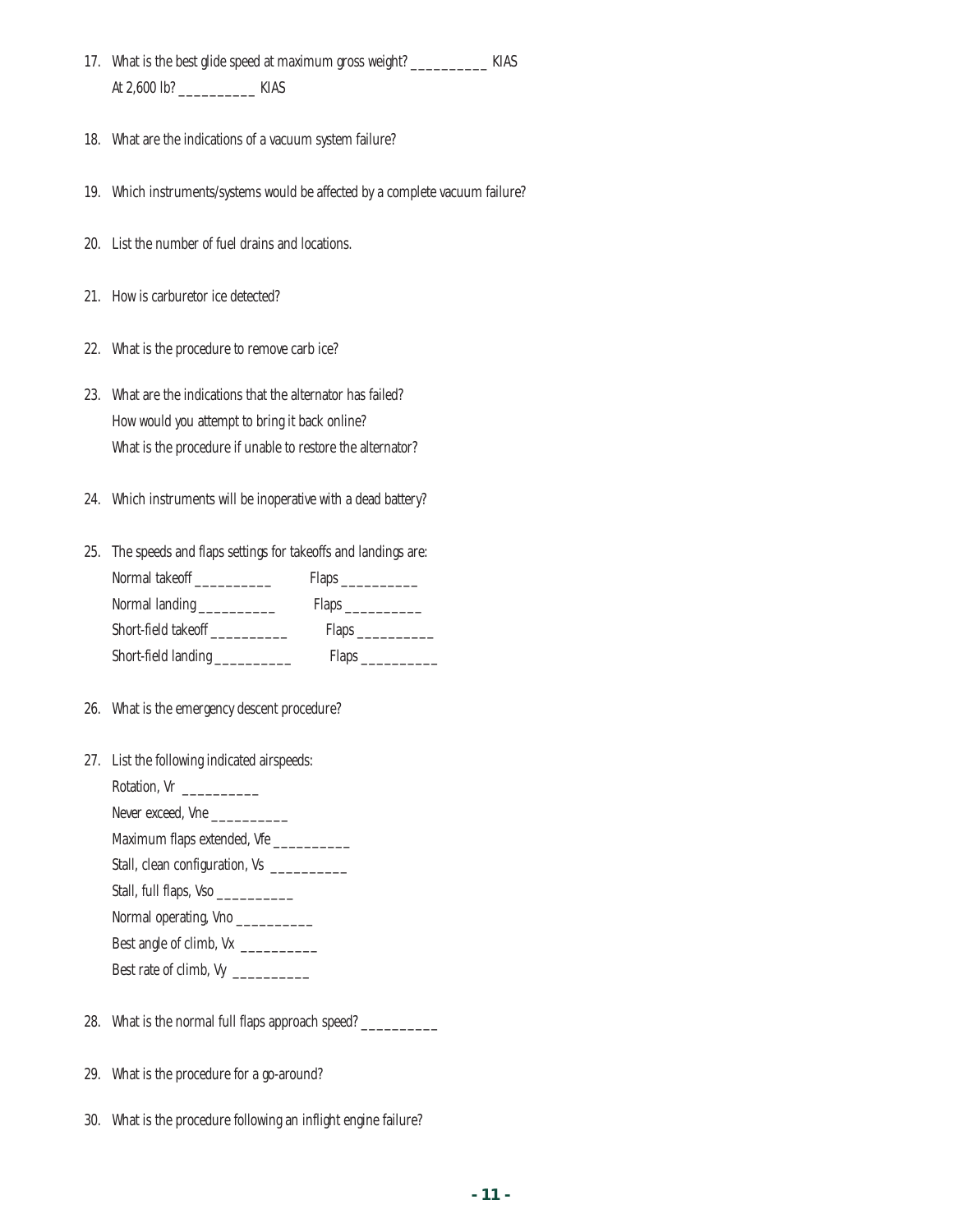17. What is the best glide speed at maximum gross weight? __________ KIAS
    At 2,600 lb? __________ KIAS

18. What are the indications of a vacuum system failure?

19. Which instruments/systems would be affected by a complete vacuum failure?

20. List the number of fuel drains and locations.

21. How is carburetor ice detected?

22. What is the procedure to remove carb ice?

23. What are the indications that the alternator has failed?
    How would you attempt to bring it back online?
    What is the procedure if unable to restore the alternator?

24. Which instruments will be inoperative with a dead battery?

25. The speeds and flaps settings for takeoffs and landings are:
    Normal takeoff __________ Flaps __________
    Normal landing __________ Flaps __________
    Short-field takeoff __________ Flaps __________
    Short-field landing __________ Flaps __________

26. What is the emergency descent procedure?

27. List the following indicated airspeeds:
    Rotation, Vr __________
    Never exceed, Vne __________
    Maximum flaps extended, Vfe __________
    Stall, clean configuration, Vs __________
    Stall, full flaps, Vso __________
    Normal operating, Vno __________
    Best angle of climb, Vx __________
    Best rate of climb, Vy __________

28. What is the normal full flaps approach speed? __________

29. What is the procedure for a go-around?

30. What is the procedure following an inflight engine failure?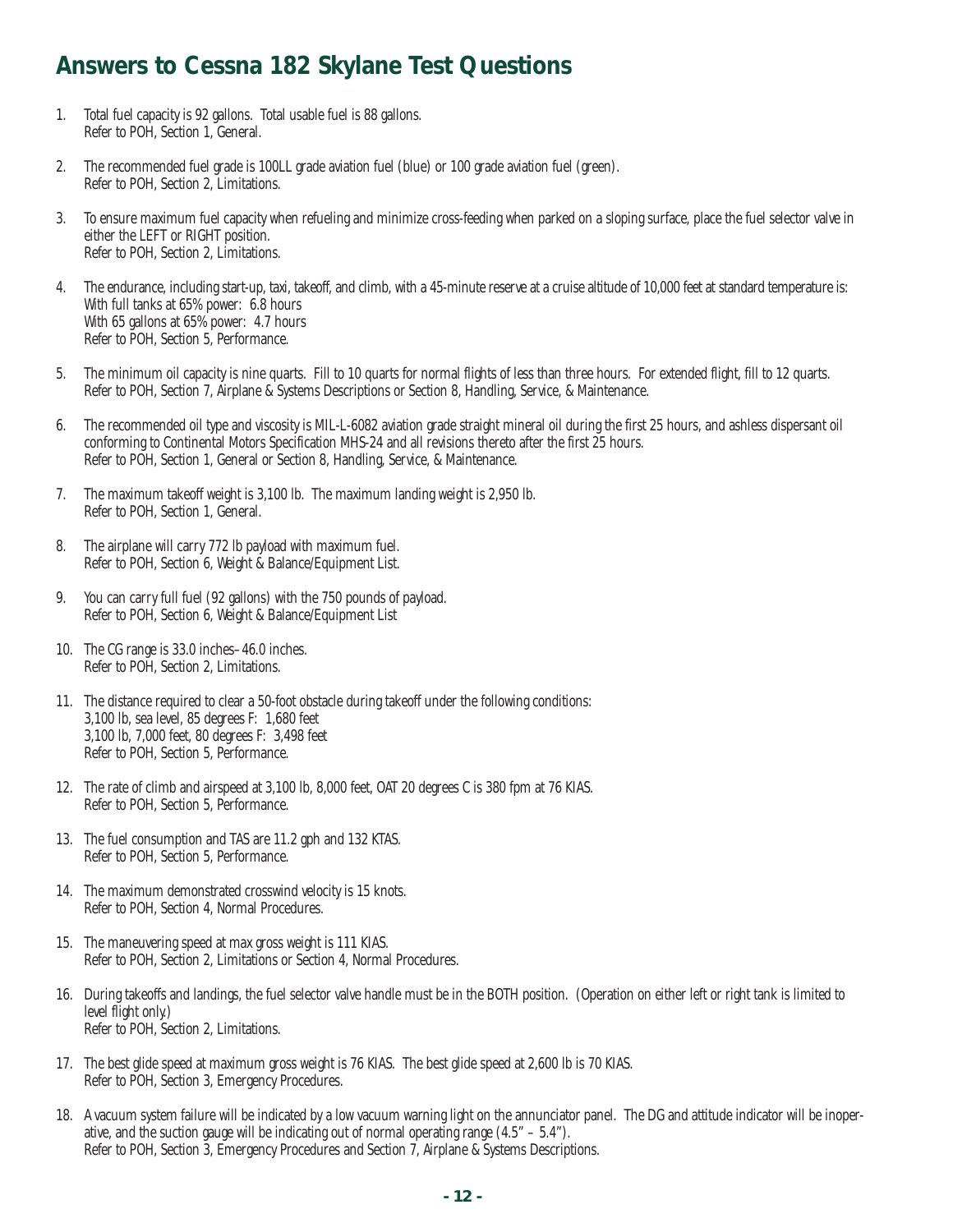## Answers to Cessna 182 Skylane Test Questions

1. Total fuel capacity is 92 gallons. Total usable fuel is 88 gallons.
   Refer to POH, Section 1, General.

2. The recommended fuel grade is 100LL grade aviation fuel (blue) or 100 grade aviation fuel (green).
   Refer to POH, Section 2, Limitations.

3. To ensure maximum fuel capacity when refueling and minimize cross-feeding when parked on a sloping surface, place the fuel selector valve in either the LEFT or RIGHT position.
   Refer to POH, Section 2, Limitations.

4. The endurance, including start-up, taxi, takeoff, and climb, with a 45-minute reserve at a cruise altitude of 10,000 feet at standard temperature is:
   With full tanks at 65% power: 6.8 hours
   With 65 gallons at 65% power: 4.7 hours
   Refer to POH, Section 5, Performance.

5. The minimum oil capacity is nine quarts. Fill to 10 quarts for normal flights of less than three hours. For extended flight, fill to 12 quarts.
   Refer to POH, Section 7, Airplane & Systems Descriptions or Section 8, Handling, Service, & Maintenance.

6. The recommended oil type and viscosity is MIL-L-6082 aviation grade straight mineral oil during the first 25 hours, and ashless dispersant oil conforming to Continental Motors Specification MHS-24 and all revisions thereto after the first 25 hours.
   Refer to POH, Section 1, General or Section 8, Handling, Service, & Maintenance.

7. The maximum takeoff weight is 3,100 lb. The maximum landing weight is 2,950 lb.
   Refer to POH, Section 1, General.

8. The airplane will carry 772 lb payload with maximum fuel.
   Refer to POH, Section 6, Weight & Balance/Equipment List.

9. You can carry full fuel (92 gallons) with the 750 pounds of payload.
   Refer to POH, Section 6, Weight & Balance/Equipment List

10. The CG range is 33.0 inches–46.0 inches.
    Refer to POH, Section 2, Limitations.

11. The distance required to clear a 50-foot obstacle during takeoff under the following conditions:
    3,100 lb, sea level, 85 degrees F: 1,680 feet
    3,100 lb, 7,000 feet, 80 degrees F: 3,498 feet
    Refer to POH, Section 5, Performance.

12. The rate of climb and airspeed at 3,100 lb, 8,000 feet, OAT 20 degrees C is 380 fpm at 76 KIAS.
    Refer to POH, Section 5, Performance.

13. The fuel consumption and TAS are 11.2 gph and 132 KTAS.
    Refer to POH, Section 5, Performance.

14. The maximum demonstrated crosswind velocity is 15 knots.
    Refer to POH, Section 4, Normal Procedures.

15. The maneuvering speed at max gross weight is 111 KIAS.
    Refer to POH, Section 2, Limitations or Section 4, Normal Procedures.

16. During takeoffs and landings, the fuel selector valve handle must be in the BOTH position. (Operation on either left or right tank is limited to level flight only.)
    Refer to POH, Section 2, Limitations.

17. The best glide speed at maximum gross weight is 76 KIAS. The best glide speed at 2,600 lb is 70 KIAS.
    Refer to POH, Section 3, Emergency Procedures.

18. A vacuum system failure will be indicated by a low vacuum warning light on the annunciator panel. The DG and attitude indicator will be inoperative, and the suction gauge will be indicating out of normal operating range (4.5" – 5.4").
    Refer to POH, Section 3, Emergency Procedures and Section 7, Airplane & Systems Descriptions.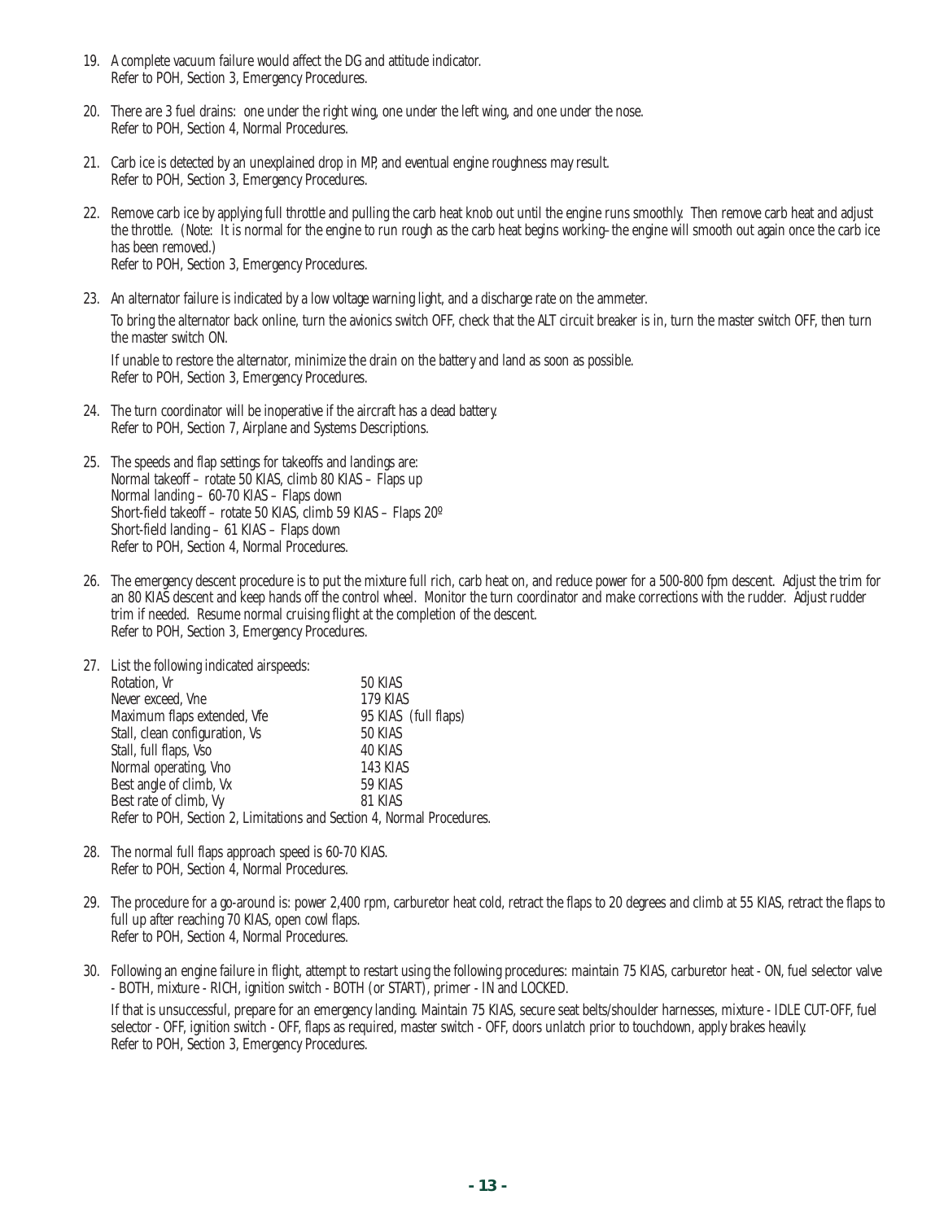19. A complete vacuum failure would affect the DG and attitude indicator.  
    Refer to POH, Section 3, Emergency Procedures.

20. There are 3 fuel drains: one under the right wing, one under the left wing, and one under the nose.  
    Refer to POH, Section 4, Normal Procedures.

21. Carb ice is detected by an unexplained drop in MP, and eventual engine roughness may result.  
    Refer to POH, Section 3, Emergency Procedures.

22. Remove carb ice by applying full throttle and pulling the carb heat knob out until the engine runs smoothly. Then remove carb heat and adjust the throttle. (Note: It is normal for the engine to run rough as the carb heat begins working–the engine will smooth out again once the carb ice has been removed.)  
    Refer to POH, Section 3, Emergency Procedures.

23. An alternator failure is indicated by a low voltage warning light, and a discharge rate on the ammeter.

    To bring the alternator back online, turn the avionics switch OFF, check that the ALT circuit breaker is in, turn the master switch OFF, then turn the master switch ON.

    If unable to restore the alternator, minimize the drain on the battery and land as soon as possible.  
    Refer to POH, Section 3, Emergency Procedures.

24. The turn coordinator will be inoperative if the aircraft has a dead battery.  
    Refer to POH, Section 7, Airplane and Systems Descriptions.

25. The speeds and flap settings for takeoffs and landings are:  
    Normal takeoff – rotate 50 KIAS, climb 80 KIAS – Flaps up  
    Normal landing – 60-70 KIAS – Flaps down  
    Short-field takeoff – rotate 50 KIAS, climb 59 KIAS – Flaps 20º  
    Short-field landing – 61 KIAS – Flaps down  
    Refer to POH, Section 4, Normal Procedures.

26. The emergency descent procedure is to put the mixture full rich, carb heat on, and reduce power for a 500-800 fpm descent. Adjust the trim for an 80 KIAS descent and keep hands off the control wheel. Monitor the turn coordinator and make corrections with the rudder. Adjust rudder trim if needed. Resume normal cruising flight at the completion of the descent.  
    Refer to POH, Section 3, Emergency Procedures.

27. List the following indicated airspeeds:

    | | |
    |---|---|
    | Rotation, Vr | 50 KIAS |
    | Never exceed, Vne | 179 KIAS |
    | Maximum flaps extended, Vfe | 95 KIAS (full flaps) |
    | Stall, clean configuration, Vs | 50 KIAS |
    | Stall, full flaps, Vso | 40 KIAS |
    | Normal operating, Vno | 143 KIAS |
    | Best angle of climb, Vx | 59 KIAS |
    | Best rate of climb, Vy | 81 KIAS |

    Refer to POH, Section 2, Limitations and Section 4, Normal Procedures.

28. The normal full flaps approach speed is 60-70 KIAS.  
    Refer to POH, Section 4, Normal Procedures.

29. The procedure for a go-around is: power 2,400 rpm, carburetor heat cold, retract the flaps to 20 degrees and climb at 55 KIAS, retract the flaps to full up after reaching 70 KIAS, open cowl flaps.  
    Refer to POH, Section 4, Normal Procedures.

30. Following an engine failure in flight, attempt to restart using the following procedures: maintain 75 KIAS, carburetor heat - ON, fuel selector valve - BOTH, mixture - RICH, ignition switch - BOTH (or START), primer - IN and LOCKED.

    If that is unsuccessful, prepare for an emergency landing. Maintain 75 KIAS, secure seat belts/shoulder harnesses, mixture - IDLE CUT-OFF, fuel selector - OFF, ignition switch - OFF, flaps as required, master switch - OFF, doors unlatch prior to touchdown, apply brakes heavily.  
    Refer to POH, Section 3, Emergency Procedures.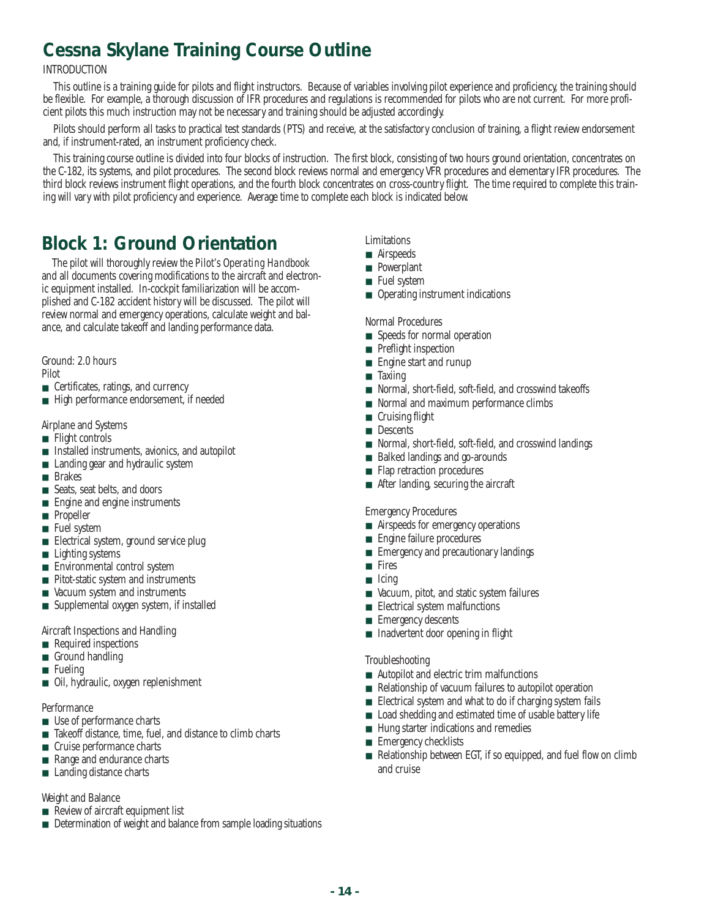# Cessna Skylane Training Course Outline

INTRODUCTION

This outline is a training guide for pilots and flight instructors. Because of variables involving pilot experience and proficiency, the training should be flexible. For example, a thorough discussion of IFR procedures and regulations is recommended for pilots who are not current. For more proficient pilots this much instruction may not be necessary and training should be adjusted accordingly.

Pilots should perform all tasks to practical test standards (PTS) and receive, at the satisfactory conclusion of training, a flight review endorsement and, if instrument-rated, an instrument proficiency check.

This training course outline is divided into four blocks of instruction. The first block, consisting of two hours ground orientation, concentrates on the C-182, its systems, and pilot procedures. The second block reviews normal and emergency VFR procedures and elementary IFR procedures. The third block reviews instrument flight operations, and the fourth block concentrates on cross-country flight. The time required to complete this training will vary with pilot proficiency and experience. Average time to complete each block is indicated below.

## Block 1: Ground Orientation

The pilot will thoroughly review the *Pilot's Operating Handbook* and all documents covering modifications to the aircraft and electronic equipment installed. In-cockpit familiarization will be accomplished and C-182 accident history will be discussed. The pilot will review normal and emergency operations, calculate weight and balance, and calculate takeoff and landing performance data.

Ground: 2.0 hours

Pilot
- Certificates, ratings, and currency
- High performance endorsement, if needed

Airplane and Systems
- Flight controls
- Installed instruments, avionics, and autopilot
- Landing gear and hydraulic system
- Brakes
- Seats, seat belts, and doors
- Engine and engine instruments
- Propeller
- Fuel system
- Electrical system, ground service plug
- Lighting systems
- Environmental control system
- Pitot-static system and instruments
- Vacuum system and instruments
- Supplemental oxygen system, if installed

Aircraft Inspections and Handling
- Required inspections
- Ground handling
- Fueling
- Oil, hydraulic, oxygen replenishment

Performance
- Use of performance charts
- Takeoff distance, time, fuel, and distance to climb charts
- Cruise performance charts
- Range and endurance charts
- Landing distance charts

Weight and Balance
- Review of aircraft equipment list
- Determination of weight and balance from sample loading situations

Limitations
- Airspeeds
- Powerplant
- Fuel system
- Operating instrument indications

Normal Procedures
- Speeds for normal operation
- Preflight inspection
- Engine start and runup
- Taxiing
- Normal, short-field, soft-field, and crosswind takeoffs
- Normal and maximum performance climbs
- Cruising flight
- Descents
- Normal, short-field, soft-field, and crosswind landings
- Balked landings and go-arounds
- Flap retraction procedures
- After landing, securing the aircraft

Emergency Procedures
- Airspeeds for emergency operations
- Engine failure procedures
- Emergency and precautionary landings
- Fires
- Icing
- Vacuum, pitot, and static system failures
- Electrical system malfunctions
- Emergency descents
- Inadvertent door opening in flight

Troubleshooting
- Autopilot and electric trim malfunctions
- Relationship of vacuum failures to autopilot operation
- Electrical system and what to do if charging system fails
- Load shedding and estimated time of usable battery life
- Hung starter indications and remedies
- Emergency checklists
- Relationship between EGT, if so equipped, and fuel flow on climb and cruise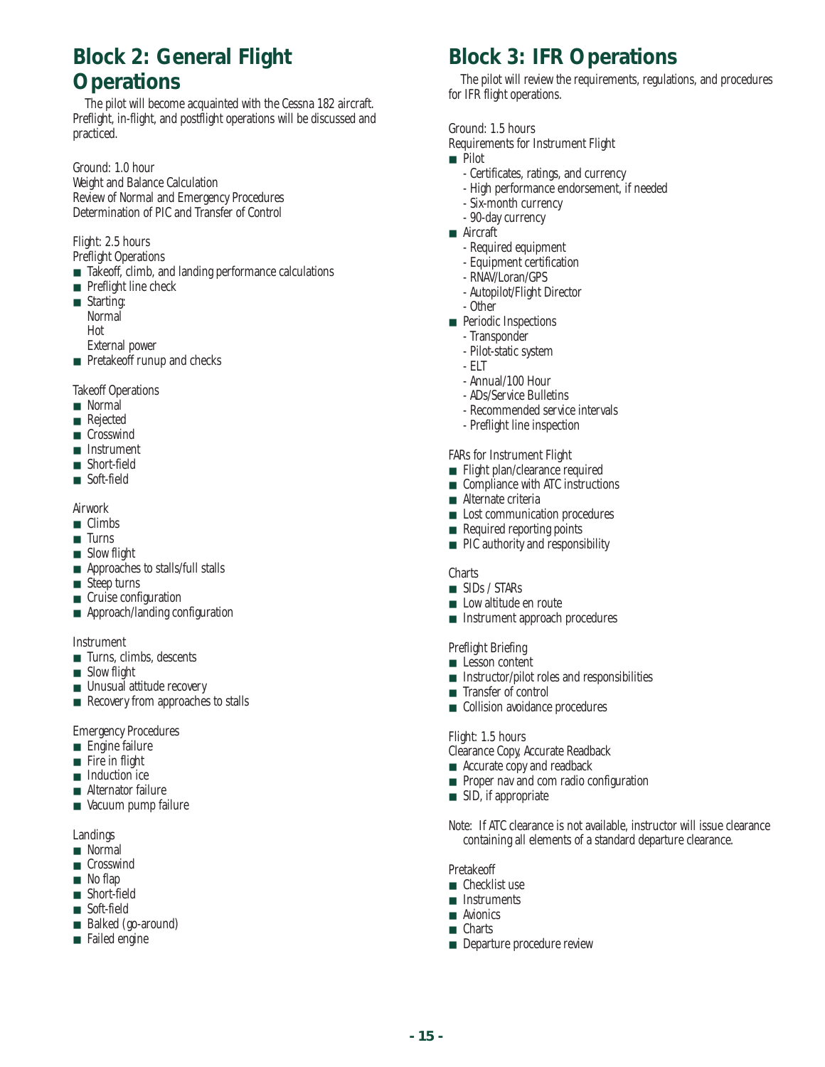## Block 2: General Flight Operations

The pilot will become acquainted with the Cessna 182 aircraft. Preflight, in-flight, and postflight operations will be discussed and practiced.

Ground: 1.0 hour
Weight and Balance Calculation
Review of Normal and Emergency Procedures
Determination of PIC and Transfer of Control

Flight: 2.5 hours
Preflight Operations

- Takeoff, climb, and landing performance calculations
- Preflight line check
- Starting:
  Normal
  Hot
  External power
- Pretakeoff runup and checks

Takeoff Operations

- Normal
- Rejected
- Crosswind
- Instrument
- Short-field
- Soft-field

Airwork

- Climbs
- Turns
- Slow flight
- Approaches to stalls/full stalls
- Steep turns
- Cruise configuration
- Approach/landing configuration

Instrument

- Turns, climbs, descents
- Slow flight
- Unusual attitude recovery
- Recovery from approaches to stalls

Emergency Procedures

- Engine failure
- Fire in flight
- Induction ice
- Alternator failure
- Vacuum pump failure

Landings

- Normal
- Crosswind
- No flap
- Short-field
- Soft-field
- Balked (go-around)
- Failed engine

## Block 3: IFR Operations

The pilot will review the requirements, regulations, and procedures for IFR flight operations.

Ground: 1.5 hours
Requirements for Instrument Flight

- Pilot
  - Certificates, ratings, and currency
  - High performance endorsement, if needed
  - Six-month currency
  - 90-day currency
- Aircraft
  - Required equipment
  - Equipment certification
  - RNAV/Loran/GPS
  - Autopilot/Flight Director
  - Other
- Periodic Inspections
  - Transponder
  - Pilot-static system
  - ELT
  - Annual/100 Hour
  - ADs/Service Bulletins
  - Recommended service intervals
  - Preflight line inspection

FARs for Instrument Flight

- Flight plan/clearance required
- Compliance with ATC instructions
- Alternate criteria
- Lost communication procedures
- Required reporting points
- PIC authority and responsibility

Charts

- SIDs / STARs
- Low altitude en route
- Instrument approach procedures

Preflight Briefing

- Lesson content
- Instructor/pilot roles and responsibilities
- Transfer of control
- Collision avoidance procedures

Flight: 1.5 hours
Clearance Copy, Accurate Readback

- Accurate copy and readback
- Proper nav and com radio configuration
- SID, if appropriate

Note: If ATC clearance is not available, instructor will issue clearance containing all elements of a standard departure clearance.

Pretakeoff

- Checklist use
- Instruments
- Avionics
- Charts
- Departure procedure review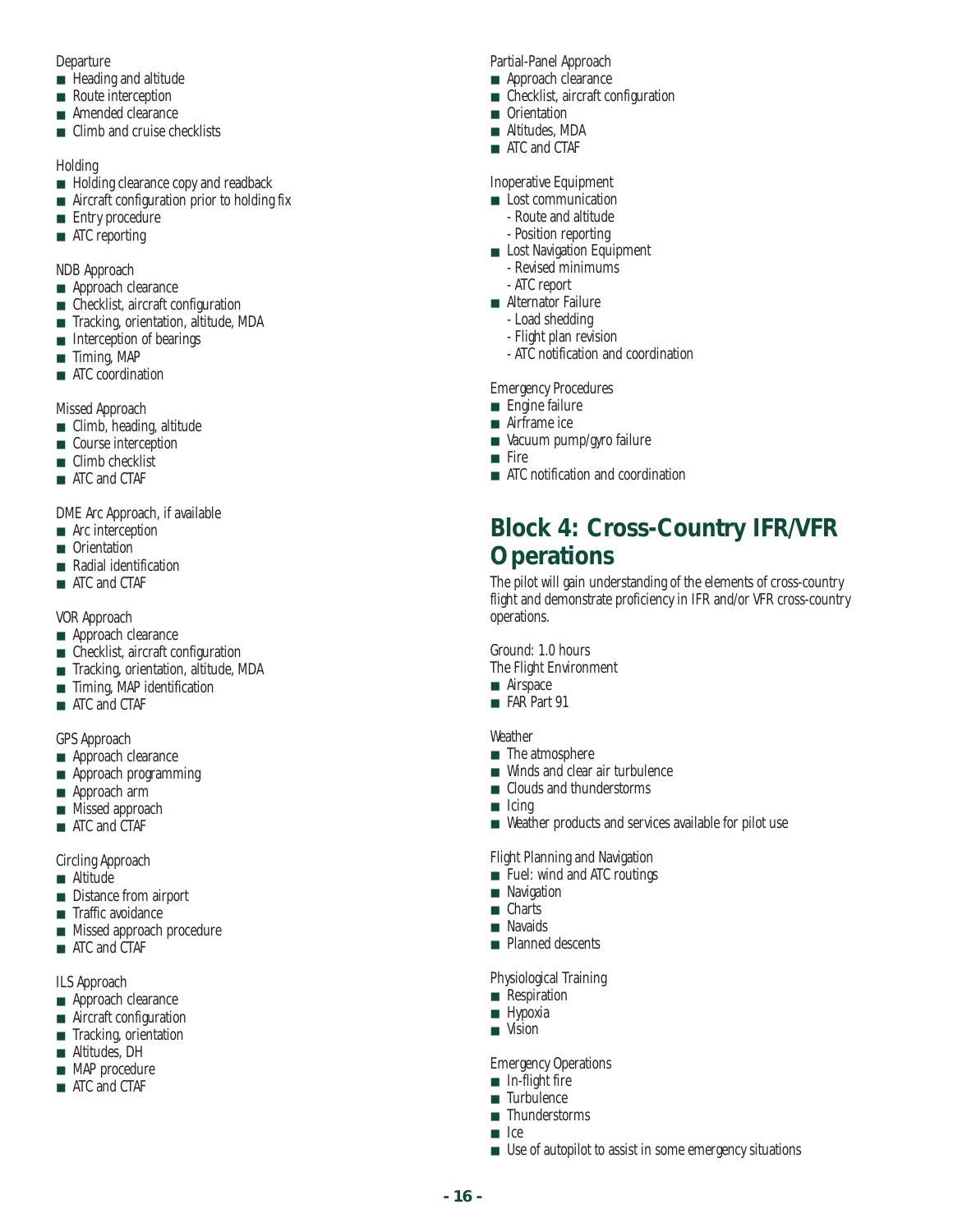Departure

- Heading and altitude
- Route interception
- Amended clearance
- Climb and cruise checklists

Holding

- Holding clearance copy and readback
- Aircraft configuration prior to holding fix
- Entry procedure
- ATC reporting

NDB Approach

- Approach clearance
- Checklist, aircraft configuration
- Tracking, orientation, altitude, MDA
- Interception of bearings
- Timing, MAP
- ATC coordination

Missed Approach

- Climb, heading, altitude
- Course interception
- Climb checklist
- ATC and CTAF

DME Arc Approach, if available

- Arc interception
- Orientation
- Radial identification
- ATC and CTAF

VOR Approach

- Approach clearance
- Checklist, aircraft configuration
- Tracking, orientation, altitude, MDA
- Timing, MAP identification
- ATC and CTAF

GPS Approach

- Approach clearance
- Approach programming
- Approach arm
- Missed approach
- ATC and CTAF

Circling Approach

- Altitude
- Distance from airport
- Traffic avoidance
- Missed approach procedure
- ATC and CTAF

ILS Approach

- Approach clearance
- Aircraft configuration
- Tracking, orientation
- Altitudes, DH
- MAP procedure
- ATC and CTAF

Partial-Panel Approach

- Approach clearance
- Checklist, aircraft configuration
- Orientation
- Altitudes, MDA
- ATC and CTAF

Inoperative Equipment

- Lost communication
  - Route and altitude
  - Position reporting
- Lost Navigation Equipment
  - Revised minimums
  - ATC report
- Alternator Failure
  - Load shedding
  - Flight plan revision
  - ATC notification and coordination

Emergency Procedures

- Engine failure
- Airframe ice
- Vacuum pump/gyro failure
- Fire
- ATC notification and coordination

## Block 4: Cross-Country IFR/VFR Operations

The pilot will gain understanding of the elements of cross-country flight and demonstrate proficiency in IFR and/or VFR cross-country operations.

Ground: 1.0 hours

The Flight Environment

- Airspace
- FAR Part 91

Weather

- The atmosphere
- Winds and clear air turbulence
- Clouds and thunderstorms
- Icing
- Weather products and services available for pilot use

Flight Planning and Navigation

- Fuel: wind and ATC routings
- Navigation
- Charts
- Navaids
- Planned descents

Physiological Training

- Respiration
- Hypoxia
- Vision

Emergency Operations

- In-flight fire
- Turbulence
- Thunderstorms
- Ice
- Use of autopilot to assist in some emergency situations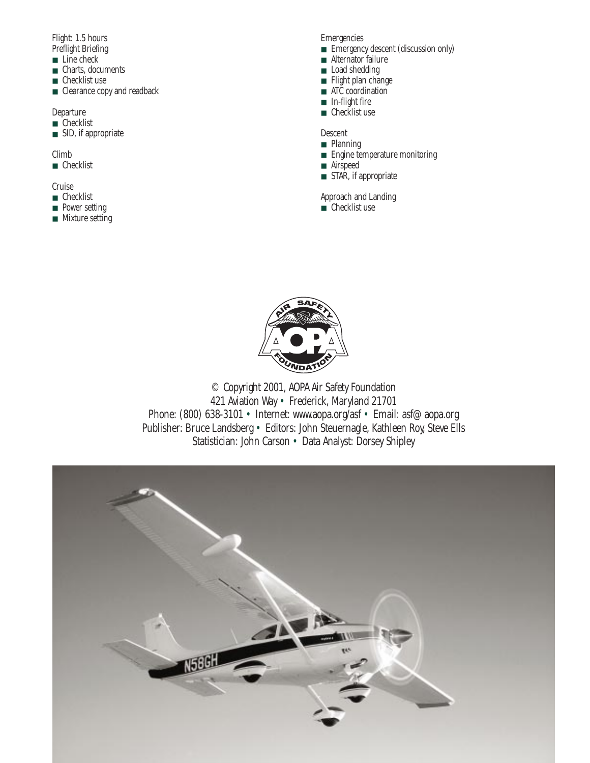Flight: 1.5 hours

Preflight Briefing

- Line check
- Charts, documents
- Checklist use
- Clearance copy and readback

Departure

- Checklist
- SID, if appropriate

Climb

- Checklist

Cruise

- Checklist
- Power setting
- Mixture setting

Emergencies

- Emergency descent (discussion only)
- Alternator failure
- Load shedding
- Flight plan change
- ATC coordination
- In-flight fire
- Checklist use

Descent

- Planning
- Engine temperature monitoring
- Airspeed
- STAR, if appropriate

Approach and Landing

- Checklist use

© Copyright 2001, AOPA Air Safety Foundation
421 Aviation Way • Frederick, Maryland 21701
Phone: (800) 638-3101 • Internet: www.aopa.org/asf • Email: asf@aopa.org
Publisher: Bruce Landsberg • Editors: John Steuernagle, Kathleen Roy, Steve Ells
Statistician: John Carson • Data Analyst: Dorsey Shipley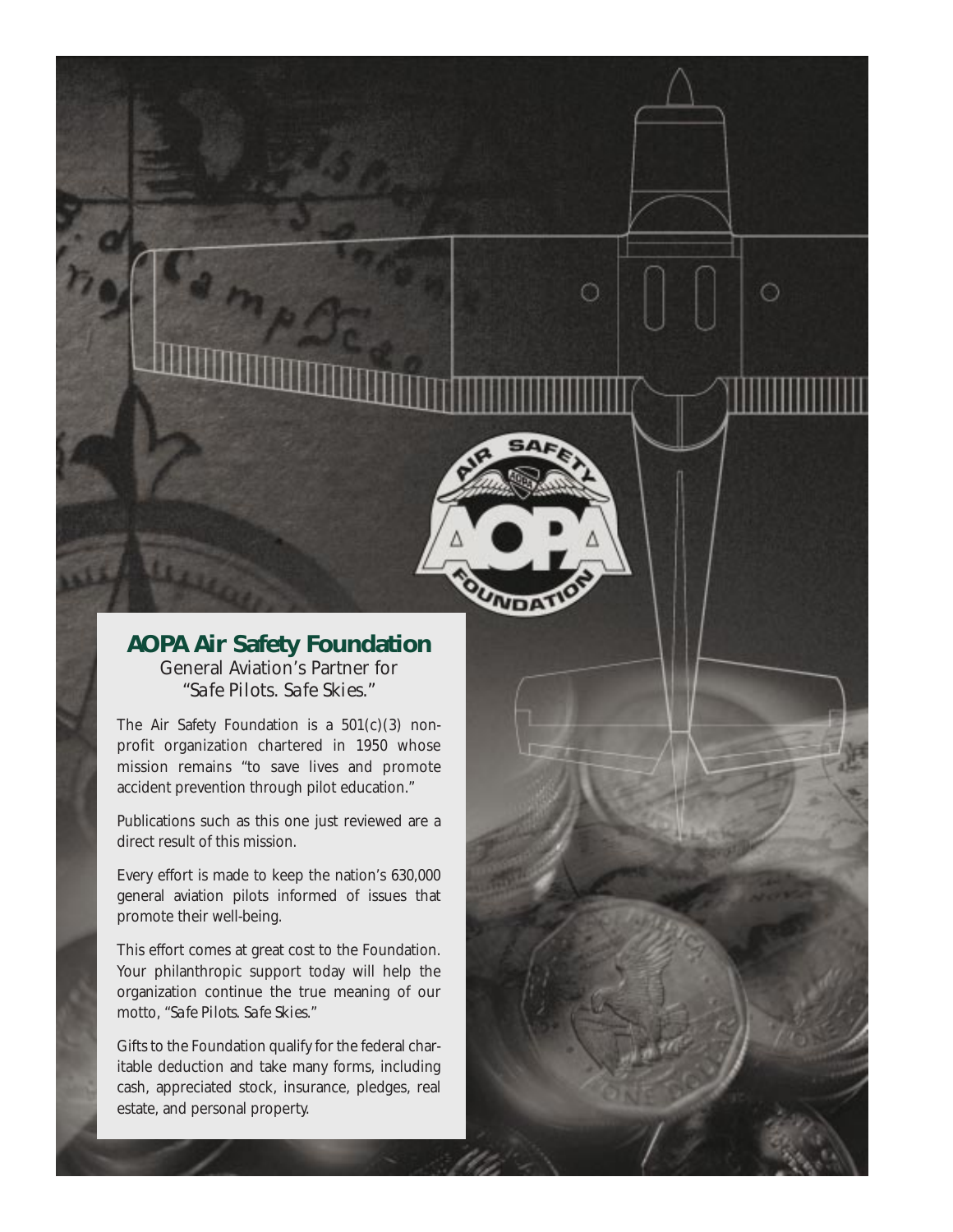## AOPA Air Safety Foundation

General Aviation's Partner for
*"Safe Pilots. Safe Skies."*

The Air Safety Foundation is a 501(c)(3) non-profit organization chartered in 1950 whose mission remains "to save lives and promote accident prevention through pilot education."

Publications such as this one just reviewed are a direct result of this mission.

Every effort is made to keep the nation's 630,000 general aviation pilots informed of issues that promote their well-being.

This effort comes at great cost to the Foundation. Your philanthropic support today will help the organization continue the true meaning of our motto, "*Safe Pilots. Safe Skies.*"

Gifts to the Foundation qualify for the federal charitable deduction and take many forms, including cash, appreciated stock, insurance, pledges, real estate, and personal property.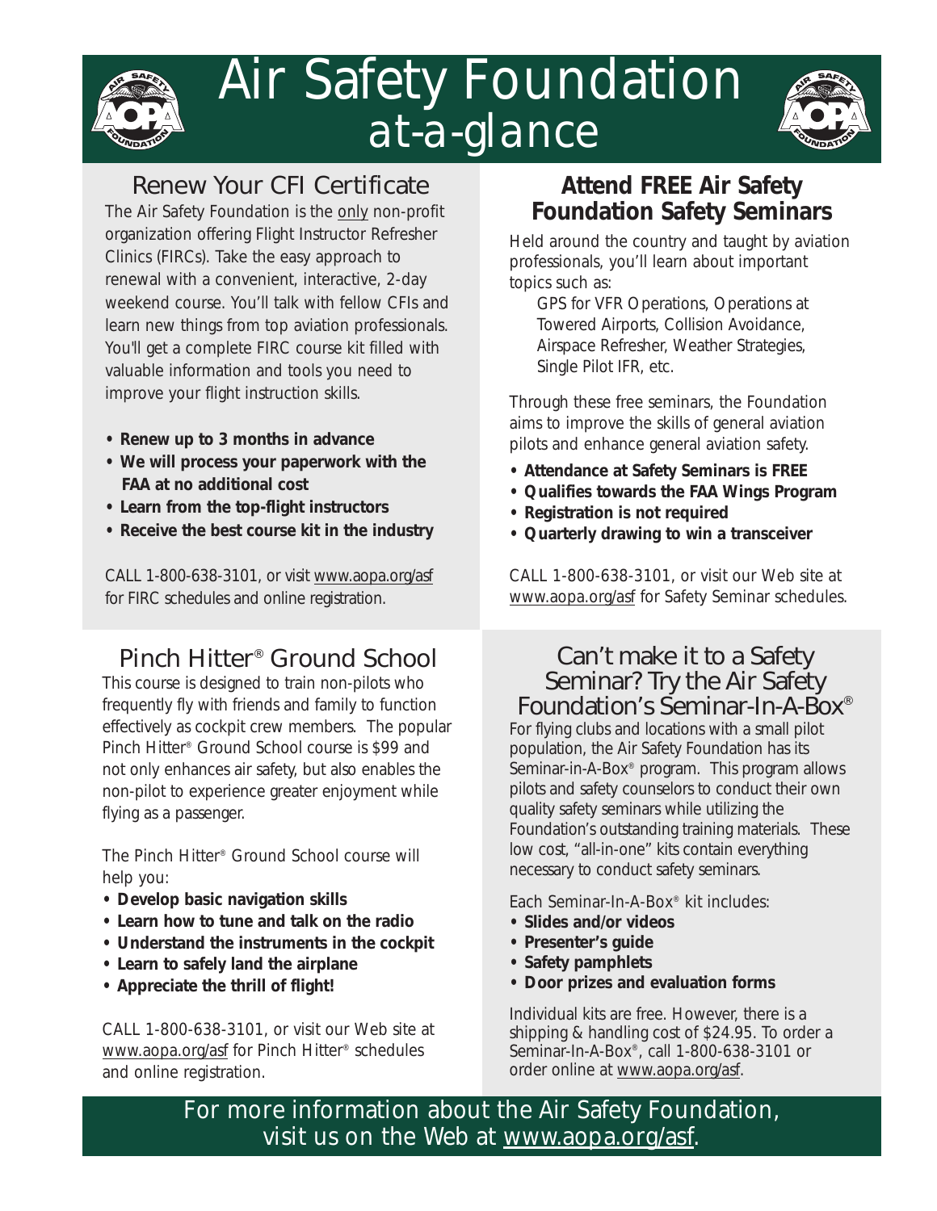# Air Safety Foundation at-a-glance

## Renew Your CFI Certificate

The Air Safety Foundation is the only non-profit organization offering Flight Instructor Refresher Clinics (FIRCs). Take the easy approach to renewal with a convenient, interactive, 2-day weekend course. You'll talk with fellow CFIs and learn new things from top aviation professionals. You'll get a complete FIRC course kit filled with valuable information and tools you need to improve your flight instruction skills.

- **Renew up to 3 months in advance**
- **We will process your paperwork with the FAA at no additional cost**
- **Learn from the top-flight instructors**
- **Receive the best course kit in the industry**

CALL 1-800-638-3101, or visit www.aopa.org/asf for FIRC schedules and online registration.

## Attend FREE Air Safety Foundation Safety Seminars

Held around the country and taught by aviation professionals, you'll learn about important topics such as:

GPS for VFR Operations, Operations at Towered Airports, Collision Avoidance, Airspace Refresher, Weather Strategies, Single Pilot IFR, etc.

Through these free seminars, the Foundation aims to improve the skills of general aviation pilots and enhance general aviation safety.

- **Attendance at Safety Seminars is FREE**
- **Qualifies towards the FAA Wings Program**
- **Registration is not required**
- **Quarterly drawing to win a transceiver**

CALL 1-800-638-3101, or visit our Web site at www.aopa.org/asf for Safety Seminar schedules.

## Pinch Hitter® Ground School

This course is designed to train non-pilots who frequently fly with friends and family to function effectively as cockpit crew members. The popular Pinch Hitter® Ground School course is $99 and not only enhances air safety, but also enables the non-pilot to experience greater enjoyment while flying as a passenger.

The Pinch Hitter® Ground School course will help you:

- **Develop basic navigation skills**
- **Learn how to tune and talk on the radio**
- **Understand the instruments in the cockpit**
- **Learn to safely land the airplane**
- **Appreciate the thrill of flight!**

CALL 1-800-638-3101, or visit our Web site at www.aopa.org/asf for Pinch Hitter® schedules and online registration.

## Can't make it to a Safety Seminar? Try the Air Safety Foundation's Seminar-In-A-Box®

For flying clubs and locations with a small pilot population, the Air Safety Foundation has its Seminar-in-A-Box® program. This program allows pilots and safety counselors to conduct their own quality safety seminars while utilizing the Foundation's outstanding training materials. These low cost, "all-in-one" kits contain everything necessary to conduct safety seminars.

Each Seminar-In-A-Box® kit includes:

- **Slides and/or videos**
- **Presenter's guide**
- **Safety pamphlets**
- **Door prizes and evaluation forms**

Individual kits are free. However, there is a shipping & handling cost of $24.95. To order a Seminar-In-A-Box®, call 1-800-638-3101 or order online at www.aopa.org/asf.

For more information about the Air Safety Foundation, visit us on the Web at www.aopa.org/asf.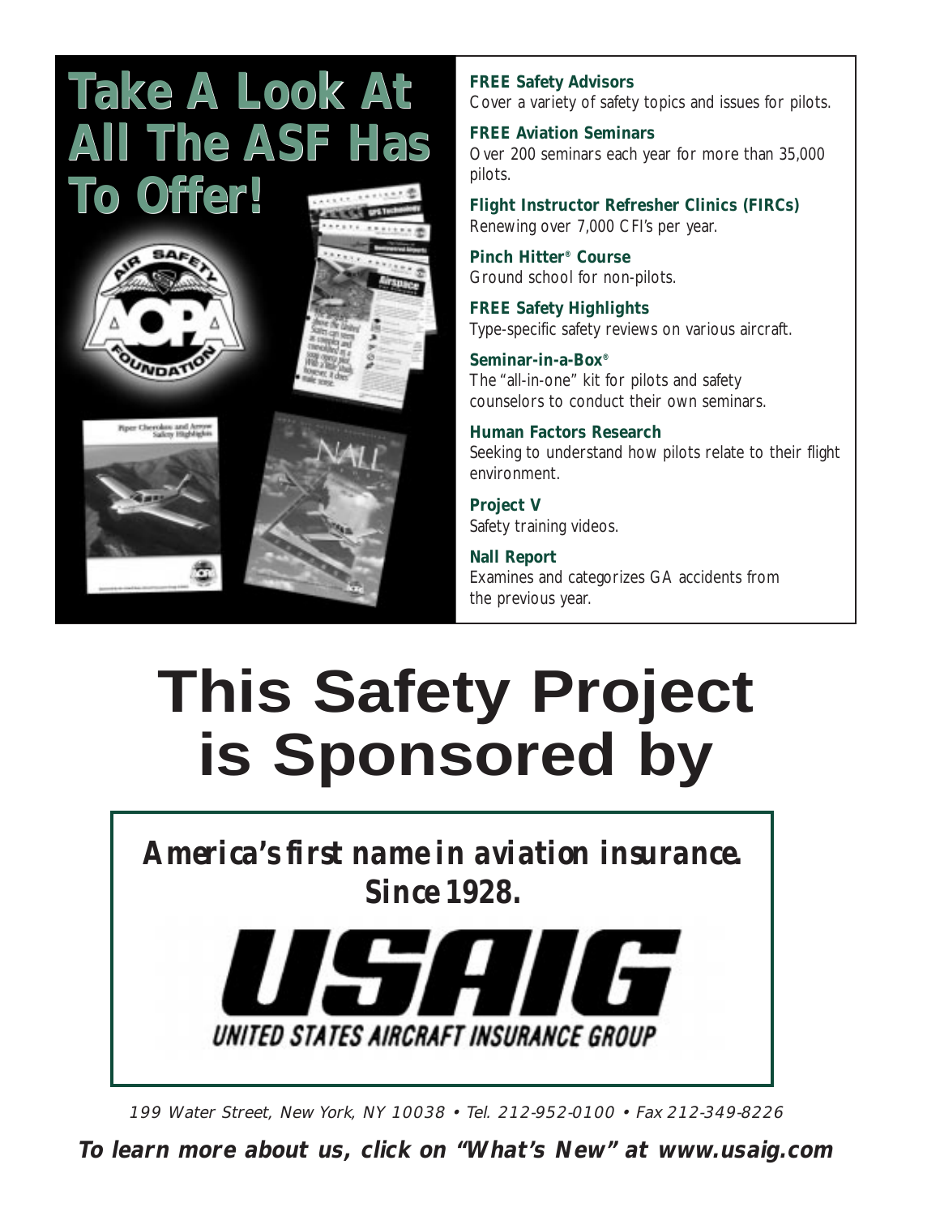# Take A Look At All The ASF Has To Offer!

**FREE Safety Advisors**
Cover a variety of safety topics and issues for pilots.

**FREE Aviation Seminars**
Over 200 seminars each year for more than 35,000 pilots.

**Flight Instructor Refresher Clinics (FIRCs)**
Renewing over 7,000 CFI's per year.

**Pinch Hitter® Course**
Ground school for non-pilots.

**FREE Safety Highlights**
Type-specific safety reviews on various aircraft.

**Seminar-in-a-Box®**
The "all-in-one" kit for pilots and safety counselors to conduct their own seminars.

**Human Factors Research**
Seeking to understand how pilots relate to their flight environment.

**Project V**
Safety training videos.

**Nall Report**
Examines and categorizes GA accidents from the previous year.

# This Safety Project is Sponsored by

***America's first name in aviation insurance. Since 1928.***

**USAIG**

UNITED STATES AIRCRAFT INSURANCE GROUP

*199 Water Street, New York, NY 10038 • Tel. 212-952-0100 • Fax 212-349-8226*

***To learn more about us, click on "What's New" at www.usaig.com***